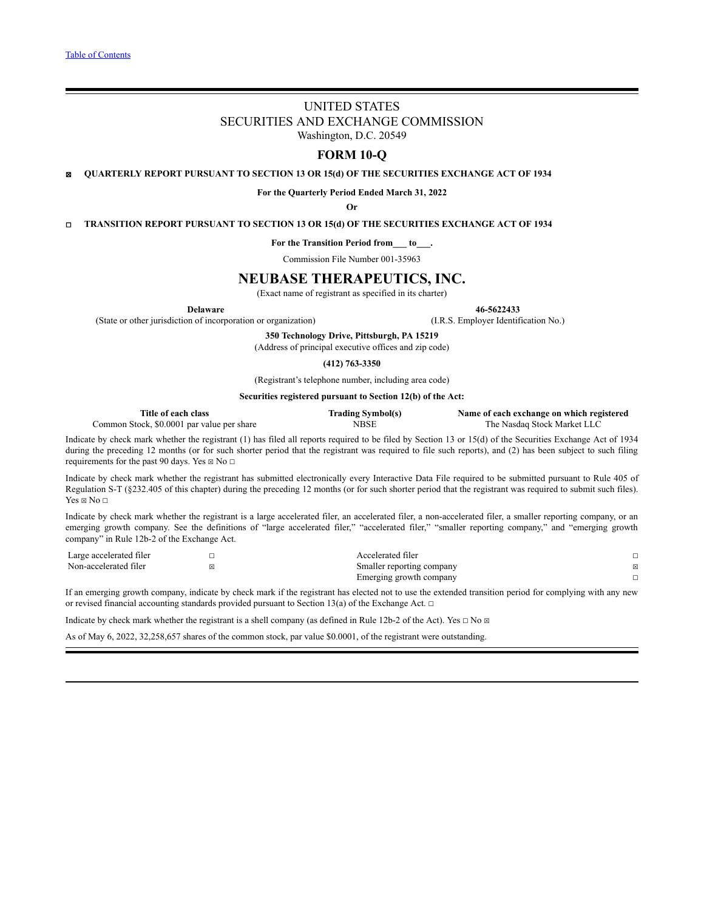Table of Contents

# UNITED STATES
# SECURITIES AND EXCHANGE COMMISSION
Washington, D.C. 20549

## FORM 10-Q

☒ **QUARTERLY REPORT PURSUANT TO SECTION 13 OR 15(d) OF THE SECURITIES EXCHANGE ACT OF 1934**

**For the Quarterly Period Ended March 31, 2022**

**Or**

☐ **TRANSITION REPORT PURSUANT TO SECTION 13 OR 15(d) OF THE SECURITIES EXCHANGE ACT OF 1934**

**For the Transition Period from___ to___.**

Commission File Number 001-35963

## NEUBASE THERAPEUTICS, INC.
(Exact name of registrant as specified in its charter)

| **Delaware** | **46-5622433** |
|---|---|
| (State or other jurisdiction of incorporation or organization) | (I.R.S. Employer Identification No.) |

**350 Technology Drive, Pittsburgh, PA 15219**
(Address of principal executive offices and zip code)

**(412) 763-3350**

(Registrant's telephone number, including area code)

**Securities registered pursuant to Section 12(b) of the Act:**

| Title of each class | Trading Symbol(s) | Name of each exchange on which registered |
|---|---|---|
| Common Stock, $0.0001 par value per share | NBSE | The Nasdaq Stock Market LLC |

Indicate by check mark whether the registrant (1) has filed all reports required to be filed by Section 13 or 15(d) of the Securities Exchange Act of 1934 during the preceding 12 months (or for such shorter period that the registrant was required to file such reports), and (2) has been subject to such filing requirements for the past 90 days. Yes ☒ No ☐

Indicate by check mark whether the registrant has submitted electronically every Interactive Data File required to be submitted pursuant to Rule 405 of Regulation S-T (§232.405 of this chapter) during the preceding 12 months (or for such shorter period that the registrant was required to submit such files). Yes ☒ No ☐

Indicate by check mark whether the registrant is a large accelerated filer, an accelerated filer, a non-accelerated filer, a smaller reporting company, or an emerging growth company. See the definitions of "large accelerated filer," "accelerated filer," "smaller reporting company," and "emerging growth company" in Rule 12b-2 of the Exchange Act.

| | | | |
|---|---|---|---|
| Large accelerated filer | ☐ | Accelerated filer | ☐ |
| Non-accelerated filer | ☒ | Smaller reporting company | ☒ |
| | | Emerging growth company | ☐ |

If an emerging growth company, indicate by check mark if the registrant has elected not to use the extended transition period for complying with any new or revised financial accounting standards provided pursuant to Section 13(a) of the Exchange Act. ☐

Indicate by check mark whether the registrant is a shell company (as defined in Rule 12b-2 of the Act). Yes ☐ No ☒

As of May 6, 2022, 32,258,657 shares of the common stock, par value $0.0001, of the registrant were outstanding.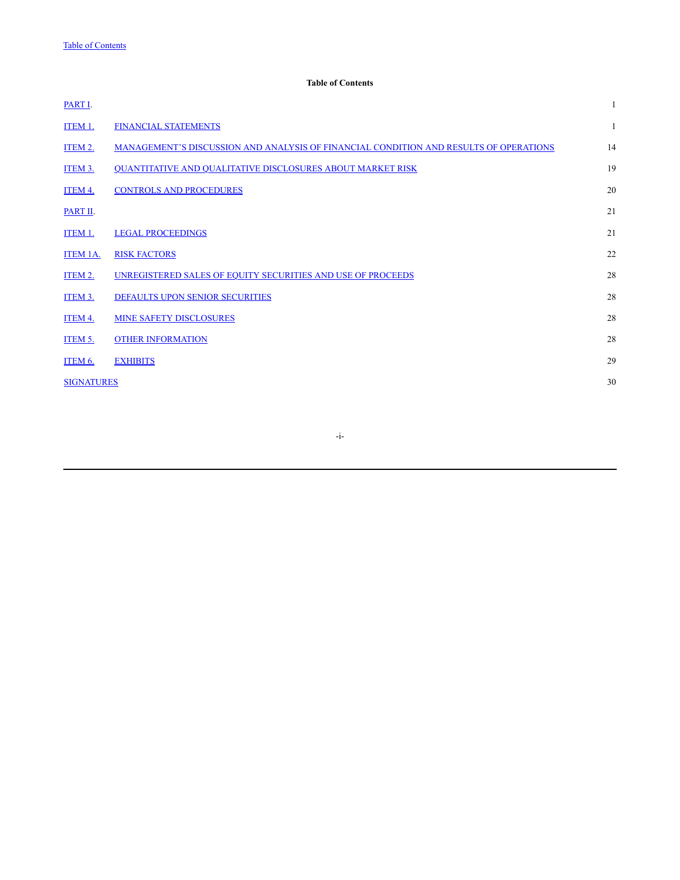**Table of Contents**

| | | |
|---|---|---|
| PART I. | | 1 |
| ITEM 1. | FINANCIAL STATEMENTS | 1 |
| ITEM 2. | MANAGEMENT'S DISCUSSION AND ANALYSIS OF FINANCIAL CONDITION AND RESULTS OF OPERATIONS | 14 |
| ITEM 3. | QUANTITATIVE AND QUALITATIVE DISCLOSURES ABOUT MARKET RISK | 19 |
| ITEM 4. | CONTROLS AND PROCEDURES | 20 |
| PART II. | | 21 |
| ITEM 1. | LEGAL PROCEEDINGS | 21 |
| ITEM 1A. | RISK FACTORS | 22 |
| ITEM 2. | UNREGISTERED SALES OF EQUITY SECURITIES AND USE OF PROCEEDS | 28 |
| ITEM 3. | DEFAULTS UPON SENIOR SECURITIES | 28 |
| ITEM 4. | MINE SAFETY DISCLOSURES | 28 |
| ITEM 5. | OTHER INFORMATION | 28 |
| ITEM 6. | EXHIBITS | 29 |
| SIGNATURES | | 30 |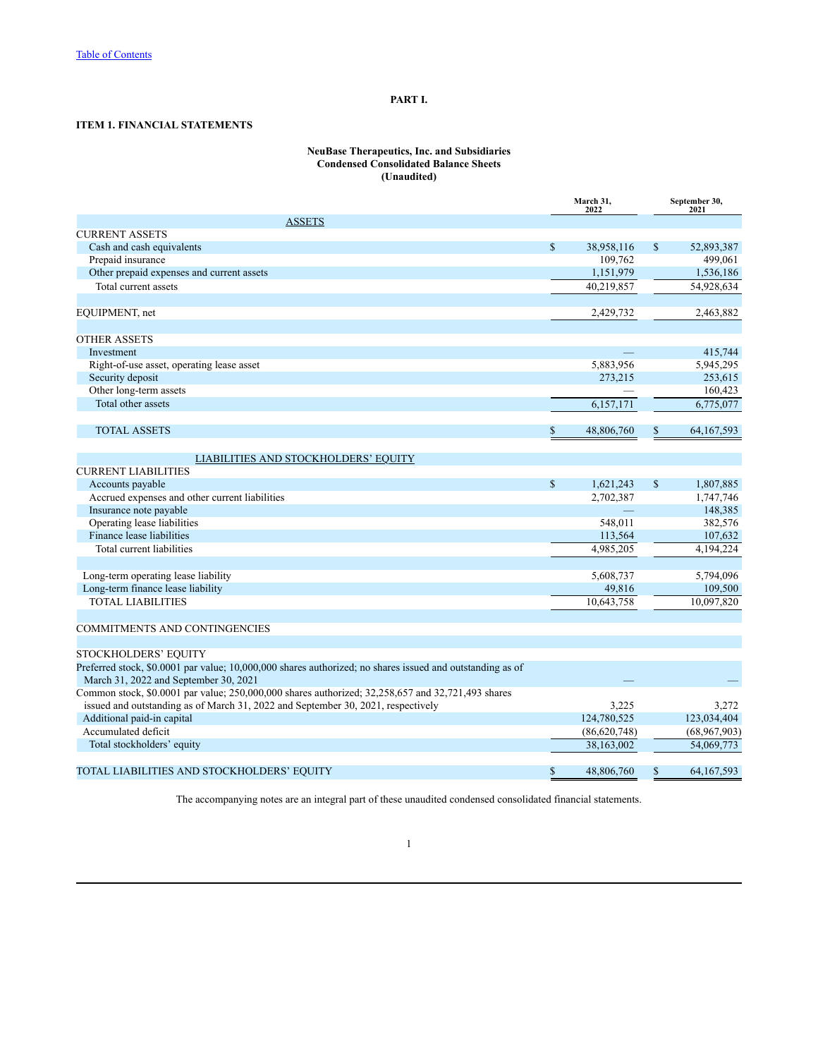# PART I.

## ITEM 1. FINANCIAL STATEMENTS

**NeuBase Therapeutics, Inc. and Subsidiaries**
**Condensed Consolidated Balance Sheets**
**(Unaudited)**

| | March 31, 2022 | September 30, 2021 |
|---|---|---|
| ASSETS | | |
| CURRENT ASSETS | | |
| Cash and cash equivalents | $ 38,958,116 | $ 52,893,387 |
| Prepaid insurance | 109,762 | 499,061 |
| Other prepaid expenses and current assets | 1,151,979 | 1,536,186 |
| Total current assets | 40,219,857 | 54,928,634 |
| | | |
| EQUIPMENT, net | 2,429,732 | 2,463,882 |
| | | |
| OTHER ASSETS | | |
| Investment | — | 415,744 |
| Right-of-use asset, operating lease asset | 5,883,956 | 5,945,295 |
| Security deposit | 273,215 | 253,615 |
| Other long-term assets | — | 160,423 |
| Total other assets | 6,157,171 | 6,775,077 |
| | | |
| TOTAL ASSETS | $ 48,806,760 | $ 64,167,593 |
| | | |
| LIABILITIES AND STOCKHOLDERS' EQUITY | | |
| CURRENT LIABILITIES | | |
| Accounts payable | $ 1,621,243 | $ 1,807,885 |
| Accrued expenses and other current liabilities | 2,702,387 | 1,747,746 |
| Insurance note payable | — | 148,385 |
| Operating lease liabilities | 548,011 | 382,576 |
| Finance lease liabilities | 113,564 | 107,632 |
| Total current liabilities | 4,985,205 | 4,194,224 |
| | | |
| Long-term operating lease liability | 5,608,737 | 5,794,096 |
| Long-term finance lease liability | 49,816 | 109,500 |
| TOTAL LIABILITIES | 10,643,758 | 10,097,820 |
| | | |
| COMMITMENTS AND CONTINGENCIES | | |
| | | |
| STOCKHOLDERS' EQUITY | | |
| Preferred stock, $0.0001 par value; 10,000,000 shares authorized; no shares issued and outstanding as of March 31, 2022 and September 30, 2021 | — | — |
| Common stock, $0.0001 par value; 250,000,000 shares authorized; 32,258,657 and 32,721,493 shares issued and outstanding as of March 31, 2022 and September 30, 2021, respectively | 3,225 | 3,272 |
| Additional paid-in capital | 124,780,525 | 123,034,404 |
| Accumulated deficit | (86,620,748) | (68,967,903) |
| Total stockholders' equity | 38,163,002 | 54,069,773 |
| | | |
| TOTAL LIABILITIES AND STOCKHOLDERS' EQUITY | $ 48,806,760 | $ 64,167,593 |

The accompanying notes are an integral part of these unaudited condensed consolidated financial statements.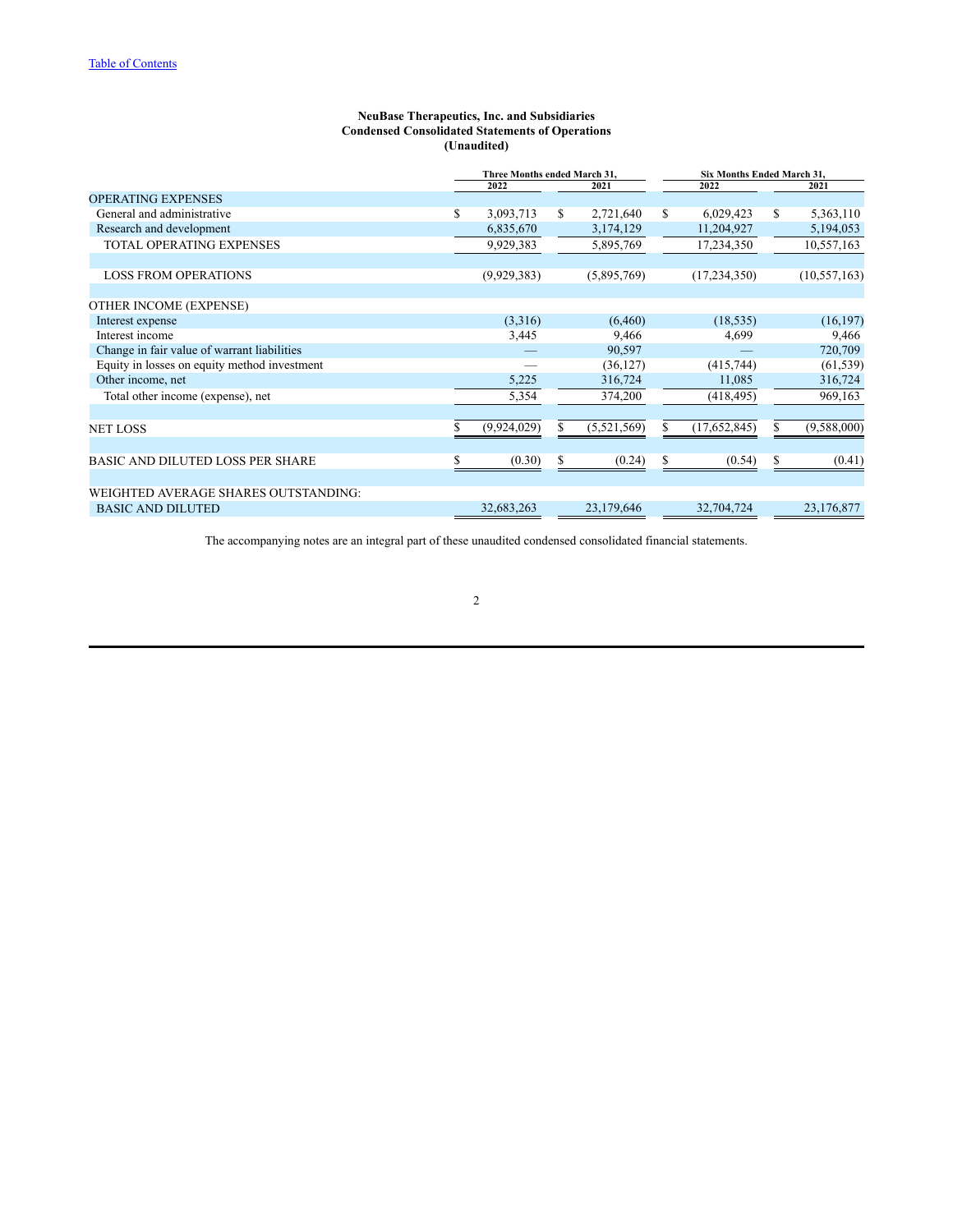**NeuBase Therapeutics, Inc. and Subsidiaries**
**Condensed Consolidated Statements of Operations**
**(Unaudited)**

| | Three Months ended March 31, | | Six Months Ended March 31, | |
|---|---|---|---|---|
| | 2022 | 2021 | 2022 | 2021 |
| OPERATING EXPENSES | | | | |
| General and administrative | $ 3,093,713 | $ 2,721,640 | $ 6,029,423 | $ 5,363,110 |
| Research and development | 6,835,670 | 3,174,129 | 11,204,927 | 5,194,053 |
| TOTAL OPERATING EXPENSES | 9,929,383 | 5,895,769 | 17,234,350 | 10,557,163 |
| | | | | |
| LOSS FROM OPERATIONS | (9,929,383) | (5,895,769) | (17,234,350) | (10,557,163) |
| | | | | |
| OTHER INCOME (EXPENSE) | | | | |
| Interest expense | (3,316) | (6,460) | (18,535) | (16,197) |
| Interest income | 3,445 | 9,466 | 4,699 | 9,466 |
| Change in fair value of warrant liabilities | — | 90,597 | — | 720,709 |
| Equity in losses on equity method investment | — | (36,127) | (415,744) | (61,539) |
| Other income, net | 5,225 | 316,724 | 11,085 | 316,724 |
| Total other income (expense), net | 5,354 | 374,200 | (418,495) | 969,163 |
| | | | | |
| NET LOSS | $ (9,924,029) | $ (5,521,569) | $ (17,652,845) | $ (9,588,000) |
| | | | | |
| BASIC AND DILUTED LOSS PER SHARE | $ (0.30) | $ (0.24) | $ (0.54) | $ (0.41) |
| | | | | |
| WEIGHTED AVERAGE SHARES OUTSTANDING: | | | | |
| BASIC AND DILUTED | 32,683,263 | 23,179,646 | 32,704,724 | 23,176,877 |

The accompanying notes are an integral part of these unaudited condensed consolidated financial statements.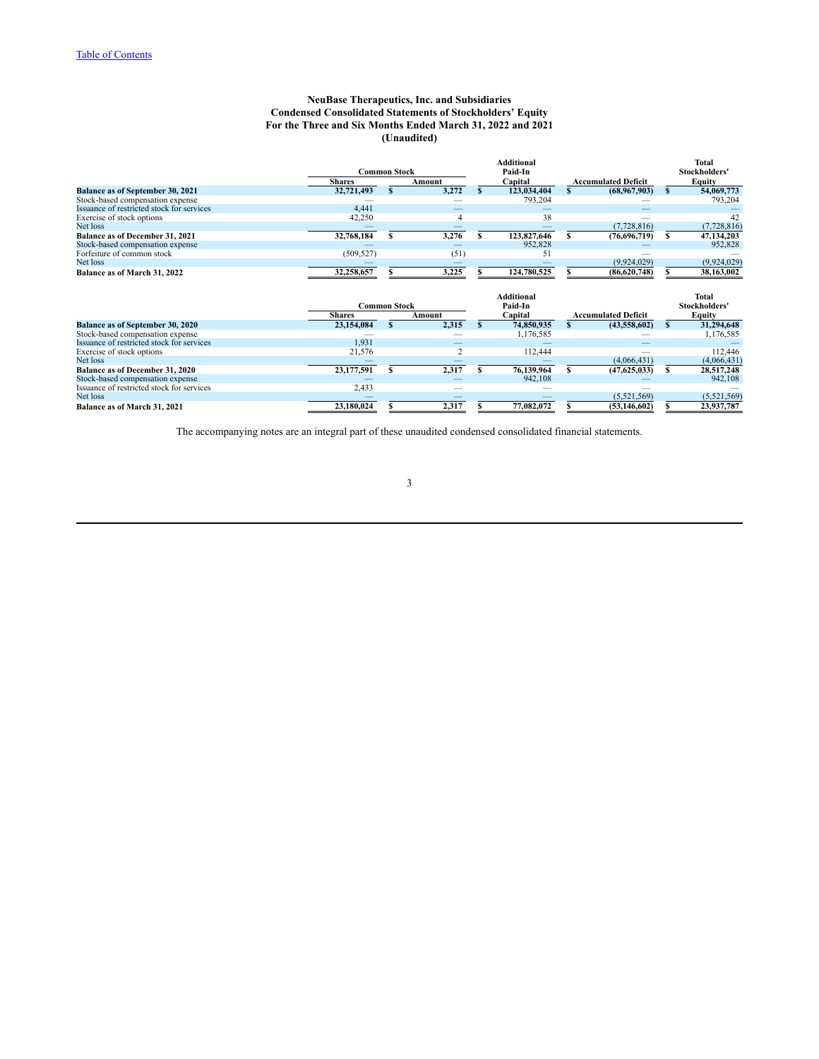[Table of Contents](#)

**NeuBase Therapeutics, Inc. and Subsidiaries**
**Condensed Consolidated Statements of Stockholders' Equity**
**For the Three and Six Months Ended March 31, 2022 and 2021**
**(Unaudited)**

| | Common Stock | | Additional Paid-In Capital | Accumulated Deficit | Total Stockholders' Equity |
|---|---|---|---|---|---|
| | Shares | Amount | | | |
| **Balance as of September 30, 2021** | **32,721,493** | **$ 3,272** | **$ 123,034,404** | **$ (68,967,903)** | **$ 54,069,773** |
| Stock-based compensation expense | — | — | 793,204 | — | 793,204 |
| Issuance of restricted stock for services | 4,441 | — | — | — | — |
| Exercise of stock options | 42,250 | 4 | 38 | — | 42 |
| Net loss | — | — | — | (7,728,816) | (7,728,816) |
| **Balance as of December 31, 2021** | **32,768,184** | **$ 3,276** | **$ 123,827,646** | **$ (76,696,719)** | **$ 47,134,203** |
| Stock-based compensation expense | — | — | 952,828 | — | 952,828 |
| Forfeiture of common stock | (509,527) | (51) | 51 | — | — |
| Net loss | — | — | — | (9,924,029) | (9,924,029) |
| **Balance as of March 31, 2022** | **32,258,657** | **$ 3,225** | **$ 124,780,525** | **$ (86,620,748)** | **$ 38,163,002** |

| | Common Stock | | Additional Paid-In Capital | Accumulated Deficit | Total Stockholders' Equity |
|---|---|---|---|---|---|
| | Shares | Amount | | | |
| **Balance as of September 30, 2020** | **23,154,084** | **$ 2,315** | **$ 74,850,935** | **$ (43,558,602)** | **$ 31,294,648** |
| Stock-based compensation expense | — | — | 1,176,585 | — | 1,176,585 |
| Issuance of restricted stock for services | 1,931 | — | — | — | — |
| Exercise of stock options | 21,576 | 2 | 112,444 | — | 112,446 |
| Net loss | — | — | — | (4,066,431) | (4,066,431) |
| **Balance as of December 31, 2020** | **23,177,591** | **$ 2,317** | **$ 76,139,964** | **$ (47,625,033)** | **$ 28,517,248** |
| Stock-based compensation expense | — | — | 942,108 | — | 942,108 |
| Issuance of restricted stock for services | 2,433 | — | — | — | — |
| Net loss | — | — | — | (5,521,569) | (5,521,569) |
| **Balance as of March 31, 2021** | **23,180,024** | **$ 2,317** | **$ 77,082,072** | **$ (53,146,602)** | **$ 23,937,787** |

The accompanying notes are an integral part of these unaudited condensed consolidated financial statements.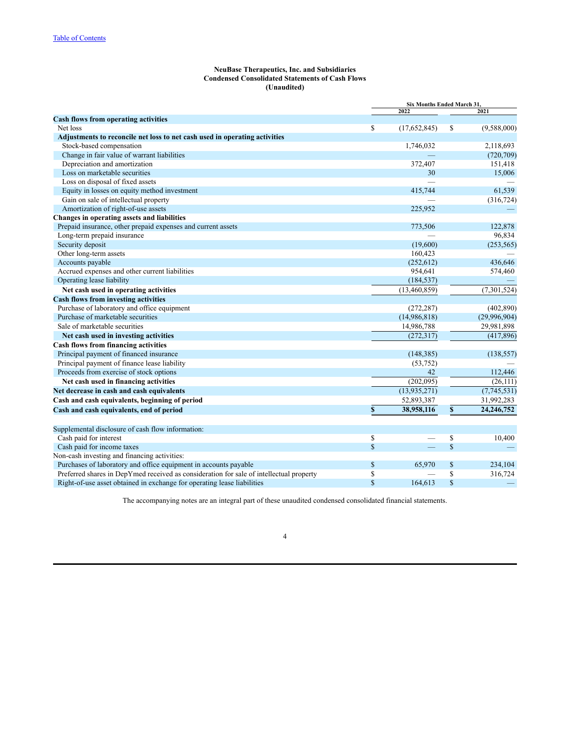[Table of Contents](#)

**NeuBase Therapeutics, Inc. and Subsidiaries**
**Condensed Consolidated Statements of Cash Flows**
**(Unaudited)**

| | Six Months Ended March 31, | |
|---|---|---|
| | 2022 | 2021 |
| **Cash flows from operating activities** | | |
| Net loss | $ (17,652,845) | $ (9,588,000) |
| **Adjustments to reconcile net loss to net cash used in operating activities** | | |
| Stock-based compensation | 1,746,032 | 2,118,693 |
| Change in fair value of warrant liabilities | — | (720,709) |
| Depreciation and amortization | 372,407 | 151,418 |
| Loss on marketable securities | 30 | 15,006 |
| Loss on disposal of fixed assets | — | — |
| Equity in losses on equity method investment | 415,744 | 61,539 |
| Gain on sale of intellectual property | — | (316,724) |
| Amortization of right-of-use assets | 225,952 | — |
| **Changes in operating assets and liabilities** | | |
| Prepaid insurance, other prepaid expenses and current assets | 773,506 | 122,878 |
| Long-term prepaid insurance | — | 96,834 |
| Security deposit | (19,600) | (253,565) |
| Other long-term assets | 160,423 | — |
| Accounts payable | (252,612) | 436,646 |
| Accrued expenses and other current liabilities | 954,641 | 574,460 |
| Operating lease liability | (184,537) | — |
| **Net cash used in operating activities** | (13,460,859) | (7,301,524) |
| **Cash flows from investing activities** | | |
| Purchase of laboratory and office equipment | (272,287) | (402,890) |
| Purchase of marketable securities | (14,986,818) | (29,996,904) |
| Sale of marketable securities | 14,986,788 | 29,981,898 |
| **Net cash used in investing activities** | (272,317) | (417,896) |
| **Cash flows from financing activities** | | |
| Principal payment of financed insurance | (148,385) | (138,557) |
| Principal payment of finance lease liability | (53,752) | — |
| Proceeds from exercise of stock options | 42 | 112,446 |
| **Net cash used in financing activities** | (202,095) | (26,111) |
| **Net decrease in cash and cash equivalents** | (13,935,271) | (7,745,531) |
| **Cash and cash equivalents, beginning of period** | 52,893,387 | 31,992,283 |
| **Cash and cash equivalents, end of period** | **$ 38,958,116** | **$ 24,246,752** |
| | | |
| Supplemental disclosure of cash flow information: | | |
| Cash paid for interest | $ — | $ 10,400 |
| Cash paid for income taxes | $ — | $ — |
| Non-cash investing and financing activities: | | |
| Purchases of laboratory and office equipment in accounts payable | $ 65,970 | $ 234,104 |
| Preferred shares in DepYmed received as consideration for sale of intellectual property | $ — | $ 316,724 |
| Right-of-use asset obtained in exchange for operating lease liabilities | $ 164,613 | $ — |

The accompanying notes are an integral part of these unaudited condensed consolidated financial statements.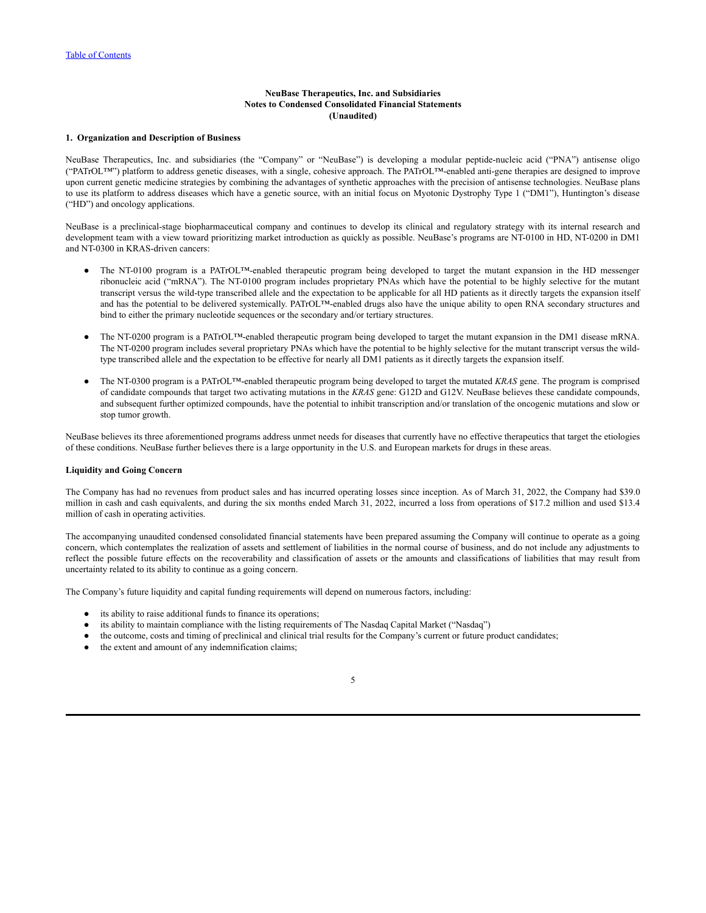**NeuBase Therapeutics, Inc. and Subsidiaries**
**Notes to Condensed Consolidated Financial Statements**
**(Unaudited)**

**1. Organization and Description of Business**

NeuBase Therapeutics, Inc. and subsidiaries (the "Company" or "NeuBase") is developing a modular peptide-nucleic acid ("PNA") antisense oligo ("PATrOL™") platform to address genetic diseases, with a single, cohesive approach. The PATrOL™-enabled anti-gene therapies are designed to improve upon current genetic medicine strategies by combining the advantages of synthetic approaches with the precision of antisense technologies. NeuBase plans to use its platform to address diseases which have a genetic source, with an initial focus on Myotonic Dystrophy Type 1 ("DM1"), Huntington's disease ("HD") and oncology applications.

NeuBase is a preclinical-stage biopharmaceutical company and continues to develop its clinical and regulatory strategy with its internal research and development team with a view toward prioritizing market introduction as quickly as possible. NeuBase's programs are NT-0100 in HD, NT-0200 in DM1 and NT-0300 in KRAS-driven cancers:

- The NT-0100 program is a PATrOL™-enabled therapeutic program being developed to target the mutant expansion in the HD messenger ribonucleic acid ("mRNA"). The NT-0100 program includes proprietary PNAs which have the potential to be highly selective for the mutant transcript versus the wild-type transcribed allele and the expectation to be applicable for all HD patients as it directly targets the expansion itself and has the potential to be delivered systemically. PATrOL™-enabled drugs also have the unique ability to open RNA secondary structures and bind to either the primary nucleotide sequences or the secondary and/or tertiary structures.

- The NT-0200 program is a PATrOL™-enabled therapeutic program being developed to target the mutant expansion in the DM1 disease mRNA. The NT-0200 program includes several proprietary PNAs which have the potential to be highly selective for the mutant transcript versus the wild-type transcribed allele and the expectation to be effective for nearly all DM1 patients as it directly targets the expansion itself.

- The NT-0300 program is a PATrOL™-enabled therapeutic program being developed to target the mutated *KRAS* gene. The program is comprised of candidate compounds that target two activating mutations in the *KRAS* gene: G12D and G12V. NeuBase believes these candidate compounds, and subsequent further optimized compounds, have the potential to inhibit transcription and/or translation of the oncogenic mutations and slow or stop tumor growth.

NeuBase believes its three aforementioned programs address unmet needs for diseases that currently have no effective therapeutics that target the etiologies of these conditions. NeuBase further believes there is a large opportunity in the U.S. and European markets for drugs in these areas.

**Liquidity and Going Concern**

The Company has had no revenues from product sales and has incurred operating losses since inception. As of March 31, 2022, the Company had $39.0 million in cash and cash equivalents, and during the six months ended March 31, 2022, incurred a loss from operations of $17.2 million and used $13.4 million of cash in operating activities.

The accompanying unaudited condensed consolidated financial statements have been prepared assuming the Company will continue to operate as a going concern, which contemplates the realization of assets and settlement of liabilities in the normal course of business, and do not include any adjustments to reflect the possible future effects on the recoverability and classification of assets or the amounts and classifications of liabilities that may result from uncertainty related to its ability to continue as a going concern.

The Company's future liquidity and capital funding requirements will depend on numerous factors, including:

- its ability to raise additional funds to finance its operations;
- its ability to maintain compliance with the listing requirements of The Nasdaq Capital Market ("Nasdaq")
- the outcome, costs and timing of preclinical and clinical trial results for the Company's current or future product candidates;
- the extent and amount of any indemnification claims;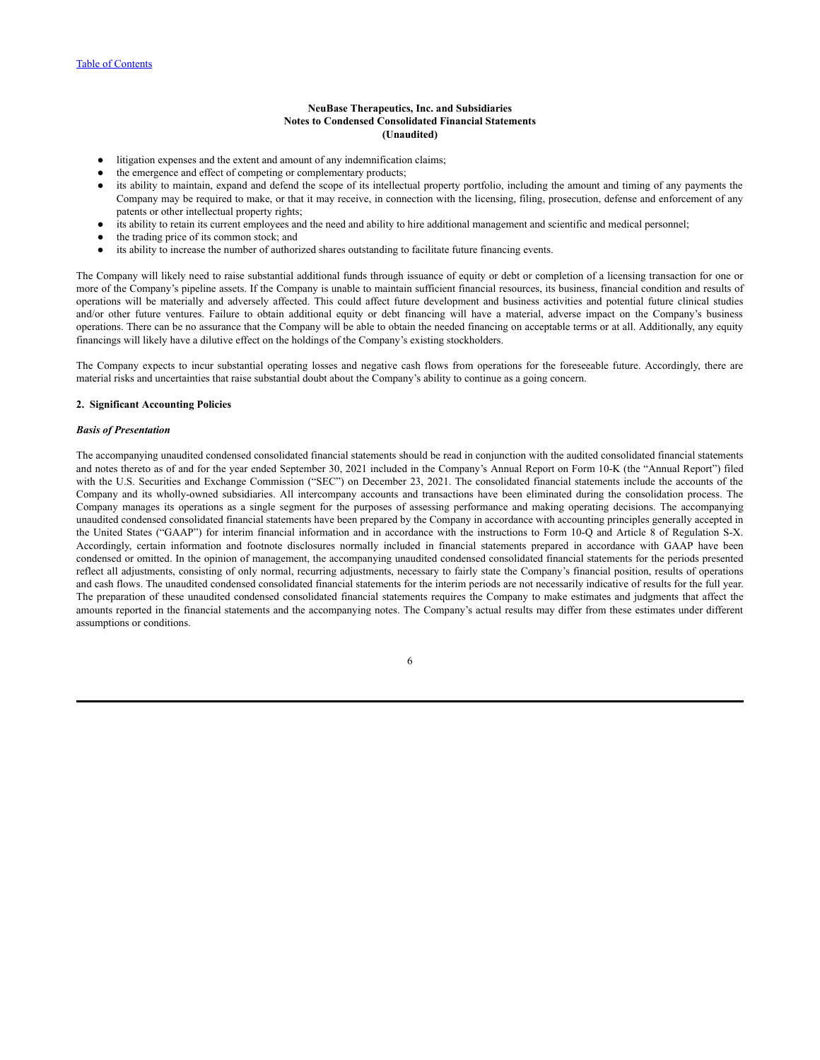**NeuBase Therapeutics, Inc. and Subsidiaries**
**Notes to Condensed Consolidated Financial Statements**
**(Unaudited)**

- litigation expenses and the extent and amount of any indemnification claims;
- the emergence and effect of competing or complementary products;
- its ability to maintain, expand and defend the scope of its intellectual property portfolio, including the amount and timing of any payments the Company may be required to make, or that it may receive, in connection with the licensing, filing, prosecution, defense and enforcement of any patents or other intellectual property rights;
- its ability to retain its current employees and the need and ability to hire additional management and scientific and medical personnel;
- the trading price of its common stock; and
- its ability to increase the number of authorized shares outstanding to facilitate future financing events.

The Company will likely need to raise substantial additional funds through issuance of equity or debt or completion of a licensing transaction for one or more of the Company's pipeline assets. If the Company is unable to maintain sufficient financial resources, its business, financial condition and results of operations will be materially and adversely affected. This could affect future development and business activities and potential future clinical studies and/or other future ventures. Failure to obtain additional equity or debt financing will have a material, adverse impact on the Company's business operations. There can be no assurance that the Company will be able to obtain the needed financing on acceptable terms or at all. Additionally, any equity financings will likely have a dilutive effect on the holdings of the Company's existing stockholders.

The Company expects to incur substantial operating losses and negative cash flows from operations for the foreseeable future. Accordingly, there are material risks and uncertainties that raise substantial doubt about the Company's ability to continue as a going concern.

## 2. Significant Accounting Policies

***Basis of Presentation***

The accompanying unaudited condensed consolidated financial statements should be read in conjunction with the audited consolidated financial statements and notes thereto as of and for the year ended September 30, 2021 included in the Company's Annual Report on Form 10-K (the "Annual Report") filed with the U.S. Securities and Exchange Commission ("SEC") on December 23, 2021. The consolidated financial statements include the accounts of the Company and its wholly-owned subsidiaries. All intercompany accounts and transactions have been eliminated during the consolidation process. The Company manages its operations as a single segment for the purposes of assessing performance and making operating decisions. The accompanying unaudited condensed consolidated financial statements have been prepared by the Company in accordance with accounting principles generally accepted in the United States ("GAAP") for interim financial information and in accordance with the instructions to Form 10-Q and Article 8 of Regulation S-X. Accordingly, certain information and footnote disclosures normally included in financial statements prepared in accordance with GAAP have been condensed or omitted. In the opinion of management, the accompanying unaudited condensed consolidated financial statements for the periods presented reflect all adjustments, consisting of only normal, recurring adjustments, necessary to fairly state the Company's financial position, results of operations and cash flows. The unaudited condensed consolidated financial statements for the interim periods are not necessarily indicative of results for the full year. The preparation of these unaudited condensed consolidated financial statements requires the Company to make estimates and judgments that affect the amounts reported in the financial statements and the accompanying notes. The Company's actual results may differ from these estimates under different assumptions or conditions.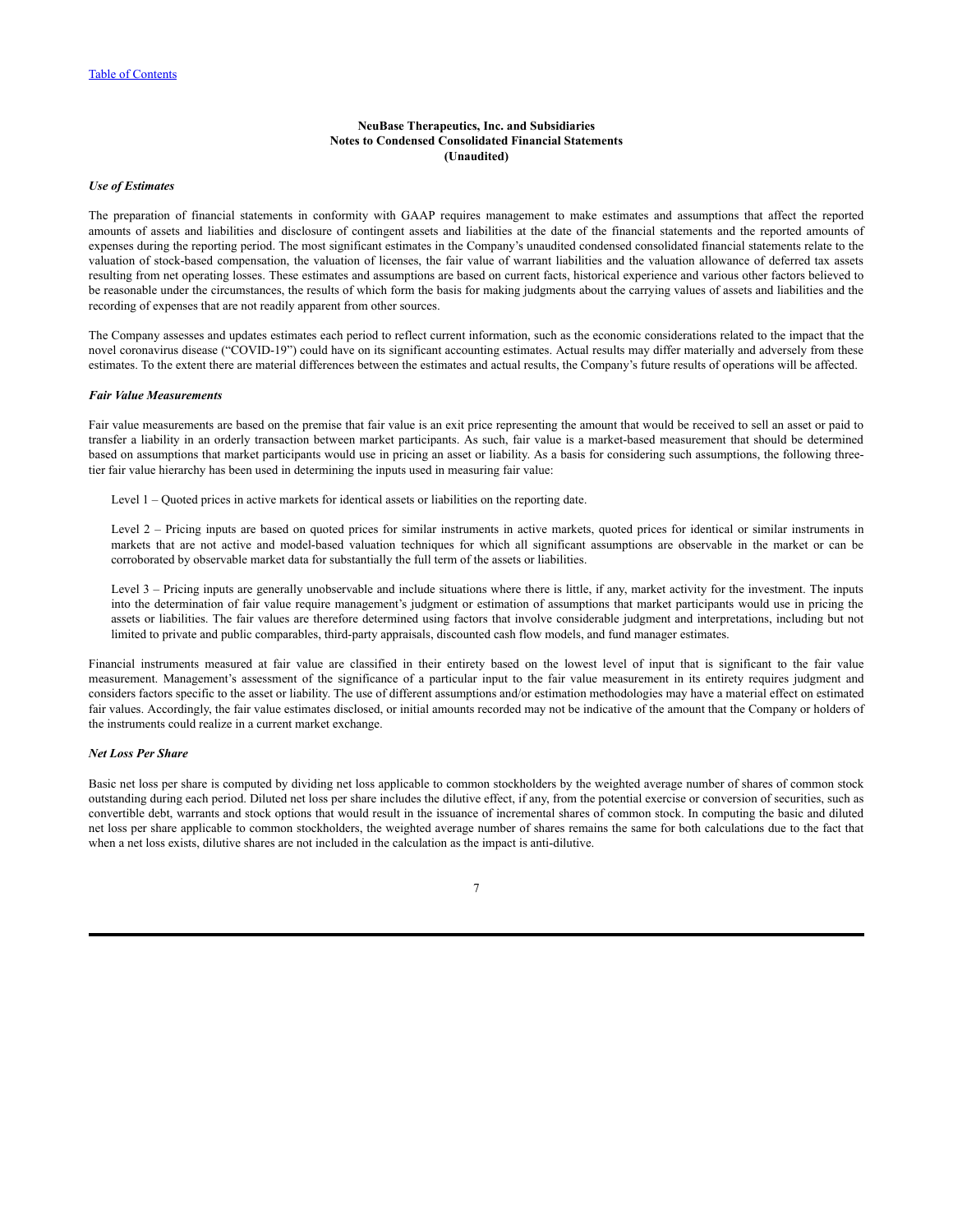**NeuBase Therapeutics, Inc. and Subsidiaries**
**Notes to Condensed Consolidated Financial Statements**
**(Unaudited)**

***Use of Estimates***

The preparation of financial statements in conformity with GAAP requires management to make estimates and assumptions that affect the reported amounts of assets and liabilities and disclosure of contingent assets and liabilities at the date of the financial statements and the reported amounts of expenses during the reporting period. The most significant estimates in the Company's unaudited condensed consolidated financial statements relate to the valuation of stock-based compensation, the valuation of licenses, the fair value of warrant liabilities and the valuation allowance of deferred tax assets resulting from net operating losses. These estimates and assumptions are based on current facts, historical experience and various other factors believed to be reasonable under the circumstances, the results of which form the basis for making judgments about the carrying values of assets and liabilities and the recording of expenses that are not readily apparent from other sources.

The Company assesses and updates estimates each period to reflect current information, such as the economic considerations related to the impact that the novel coronavirus disease ("COVID-19") could have on its significant accounting estimates. Actual results may differ materially and adversely from these estimates. To the extent there are material differences between the estimates and actual results, the Company's future results of operations will be affected.

***Fair Value Measurements***

Fair value measurements are based on the premise that fair value is an exit price representing the amount that would be received to sell an asset or paid to transfer a liability in an orderly transaction between market participants. As such, fair value is a market-based measurement that should be determined based on assumptions that market participants would use in pricing an asset or liability. As a basis for considering such assumptions, the following three-tier fair value hierarchy has been used in determining the inputs used in measuring fair value:

Level 1 – Quoted prices in active markets for identical assets or liabilities on the reporting date.

Level 2 – Pricing inputs are based on quoted prices for similar instruments in active markets, quoted prices for identical or similar instruments in markets that are not active and model-based valuation techniques for which all significant assumptions are observable in the market or can be corroborated by observable market data for substantially the full term of the assets or liabilities.

Level 3 – Pricing inputs are generally unobservable and include situations where there is little, if any, market activity for the investment. The inputs into the determination of fair value require management's judgment or estimation of assumptions that market participants would use in pricing the assets or liabilities. The fair values are therefore determined using factors that involve considerable judgment and interpretations, including but not limited to private and public comparables, third-party appraisals, discounted cash flow models, and fund manager estimates.

Financial instruments measured at fair value are classified in their entirety based on the lowest level of input that is significant to the fair value measurement. Management's assessment of the significance of a particular input to the fair value measurement in its entirety requires judgment and considers factors specific to the asset or liability. The use of different assumptions and/or estimation methodologies may have a material effect on estimated fair values. Accordingly, the fair value estimates disclosed, or initial amounts recorded may not be indicative of the amount that the Company or holders of the instruments could realize in a current market exchange.

***Net Loss Per Share***

Basic net loss per share is computed by dividing net loss applicable to common stockholders by the weighted average number of shares of common stock outstanding during each period. Diluted net loss per share includes the dilutive effect, if any, from the potential exercise or conversion of securities, such as convertible debt, warrants and stock options that would result in the issuance of incremental shares of common stock. In computing the basic and diluted net loss per share applicable to common stockholders, the weighted average number of shares remains the same for both calculations due to the fact that when a net loss exists, dilutive shares are not included in the calculation as the impact is anti-dilutive.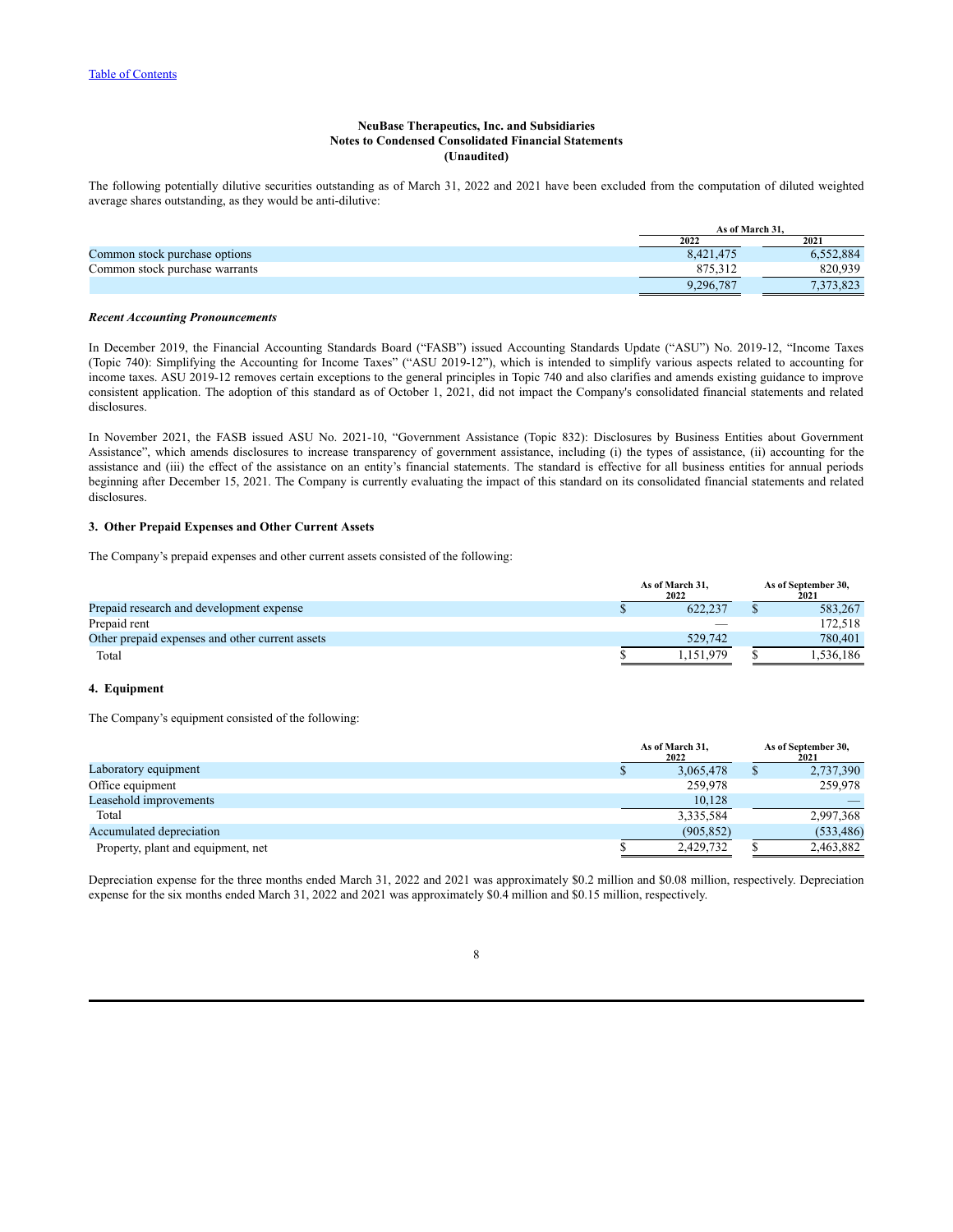**NeuBase Therapeutics, Inc. and Subsidiaries**
**Notes to Condensed Consolidated Financial Statements**
**(Unaudited)**

The following potentially dilutive securities outstanding as of March 31, 2022 and 2021 have been excluded from the computation of diluted weighted average shares outstanding, as they would be anti-dilutive:

| | As of March 31, | |
|---|---|---|
| | 2022 | 2021 |
| Common stock purchase options | 8,421,475 | 6,552,884 |
| Common stock purchase warrants | 875,312 | 820,939 |
| | 9,296,787 | 7,373,823 |

***Recent Accounting Pronouncements***

In December 2019, the Financial Accounting Standards Board ("FASB") issued Accounting Standards Update ("ASU") No. 2019-12, "Income Taxes (Topic 740): Simplifying the Accounting for Income Taxes" ("ASU 2019-12"), which is intended to simplify various aspects related to accounting for income taxes. ASU 2019-12 removes certain exceptions to the general principles in Topic 740 and also clarifies and amends existing guidance to improve consistent application. The adoption of this standard as of October 1, 2021, did not impact the Company's consolidated financial statements and related disclosures.

In November 2021, the FASB issued ASU No. 2021-10, "Government Assistance (Topic 832): Disclosures by Business Entities about Government Assistance", which amends disclosures to increase transparency of government assistance, including (i) the types of assistance, (ii) accounting for the assistance and (iii) the effect of the assistance on an entity's financial statements. The standard is effective for all business entities for annual periods beginning after December 15, 2021. The Company is currently evaluating the impact of this standard on its consolidated financial statements and related disclosures.

### 3. Other Prepaid Expenses and Other Current Assets

The Company's prepaid expenses and other current assets consisted of the following:

| | As of March 31, 2022 | As of September 30, 2021 |
|---|---|---|
| Prepaid research and development expense | $ 622,237 | $ 583,267 |
| Prepaid rent | — | 172,518 |
| Other prepaid expenses and other current assets | 529,742 | 780,401 |
| Total | $ 1,151,979 | $ 1,536,186 |

### 4. Equipment

The Company's equipment consisted of the following:

| | As of March 31, 2022 | As of September 30, 2021 |
|---|---|---|
| Laboratory equipment | $ 3,065,478 | $ 2,737,390 |
| Office equipment | 259,978 | 259,978 |
| Leasehold improvements | 10,128 | — |
| Total | 3,335,584 | 2,997,368 |
| Accumulated depreciation | (905,852) | (533,486) |
| Property, plant and equipment, net | $ 2,429,732 | $ 2,463,882 |

Depreciation expense for the three months ended March 31, 2022 and 2021 was approximately $0.2 million and $0.08 million, respectively. Depreciation expense for the six months ended March 31, 2022 and 2021 was approximately $0.4 million and $0.15 million, respectively.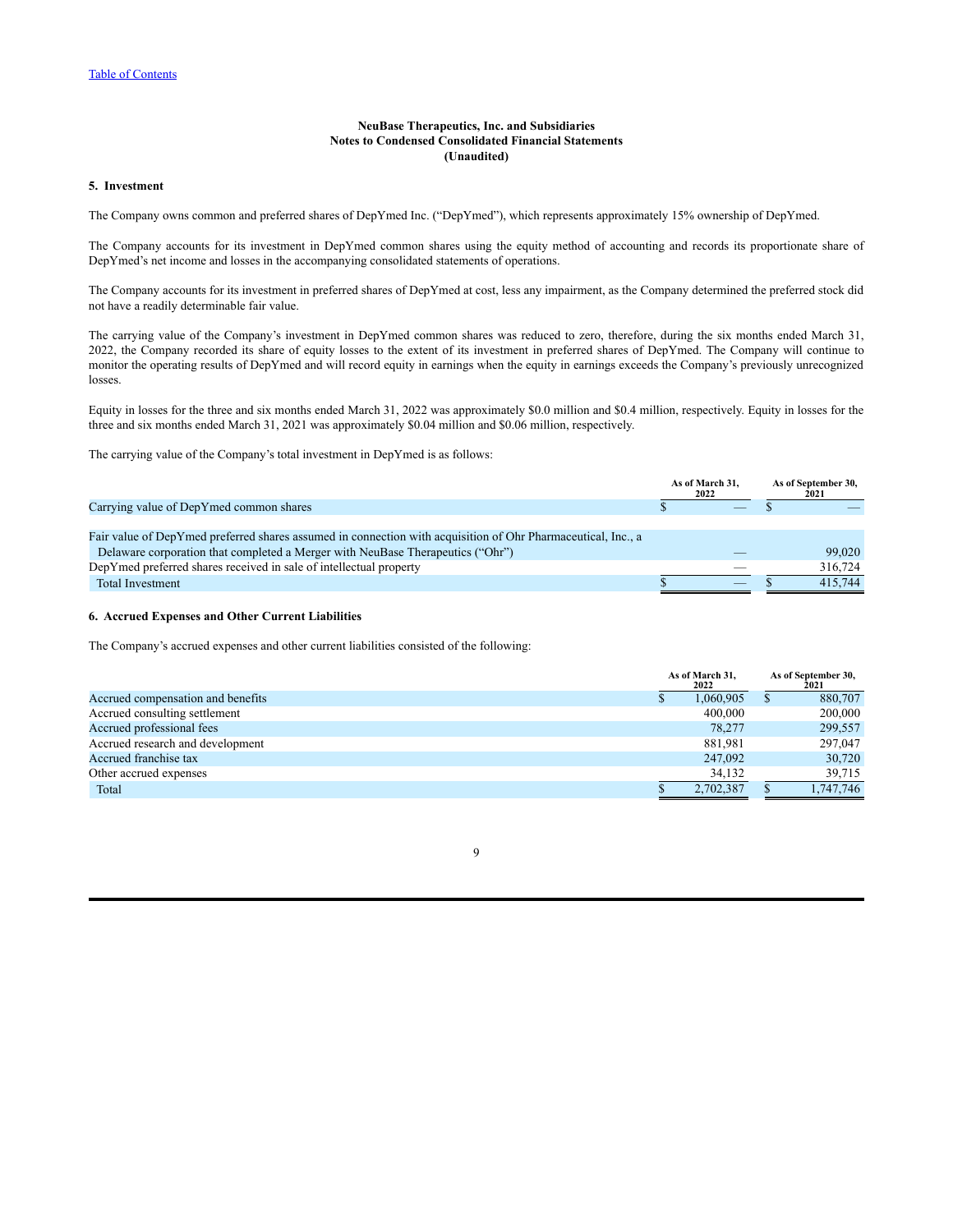**NeuBase Therapeutics, Inc. and Subsidiaries**
**Notes to Condensed Consolidated Financial Statements**
**(Unaudited)**

**5. Investment**

The Company owns common and preferred shares of DepYmed Inc. ("DepYmed"), which represents approximately 15% ownership of DepYmed.

The Company accounts for its investment in DepYmed common shares using the equity method of accounting and records its proportionate share of DepYmed's net income and losses in the accompanying consolidated statements of operations.

The Company accounts for its investment in preferred shares of DepYmed at cost, less any impairment, as the Company determined the preferred stock did not have a readily determinable fair value.

The carrying value of the Company's investment in DepYmed common shares was reduced to zero, therefore, during the six months ended March 31, 2022, the Company recorded its share of equity losses to the extent of its investment in preferred shares of DepYmed. The Company will continue to monitor the operating results of DepYmed and will record equity in earnings when the equity in earnings exceeds the Company's previously unrecognized losses.

Equity in losses for the three and six months ended March 31, 2022 was approximately $0.0 million and $0.4 million, respectively. Equity in losses for the three and six months ended March 31, 2021 was approximately $0.04 million and $0.06 million, respectively.

The carrying value of the Company's total investment in DepYmed is as follows:

| | As of March 31, 2022 | As of September 30, 2021 |
|---|---|---|
| Carrying value of DepYmed common shares | $ — | $ — |
| | | |
| Fair value of DepYmed preferred shares assumed in connection with acquisition of Ohr Pharmaceutical, Inc., a Delaware corporation that completed a Merger with NeuBase Therapeutics ("Ohr") | — | 99,020 |
| DepYmed preferred shares received in sale of intellectual property | — | 316,724 |
| Total Investment | $ — | $ 415,744 |

**6. Accrued Expenses and Other Current Liabilities**

The Company's accrued expenses and other current liabilities consisted of the following:

| | As of March 31, 2022 | As of September 30, 2021 |
|---|---|---|
| Accrued compensation and benefits | $ 1,060,905 | $ 880,707 |
| Accrued consulting settlement | 400,000 | 200,000 |
| Accrued professional fees | 78,277 | 299,557 |
| Accrued research and development | 881,981 | 297,047 |
| Accrued franchise tax | 247,092 | 30,720 |
| Other accrued expenses | 34,132 | 39,715 |
| Total | $ 2,702,387 | $ 1,747,746 |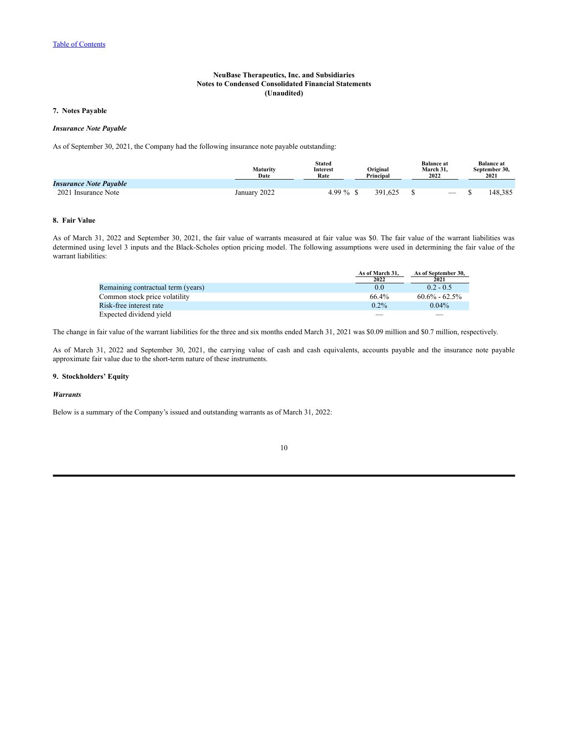**NeuBase Therapeutics, Inc. and Subsidiaries**
**Notes to Condensed Consolidated Financial Statements**
**(Unaudited)**

## 7. Notes Payable

### *Insurance Note Payable*

As of September 30, 2021, the Company had the following insurance note payable outstanding:

| | Maturity Date | Stated Interest Rate | Original Principal | Balance at March 31, 2022 | Balance at September 30, 2021 |
|---|---|---|---|---|---|
| ***Insurance Note Payable*** | | | | | |
| 2021 Insurance Note | January 2022 | 4.99 % | $ 391,625 | $ — | $ 148,385 |

## 8. Fair Value

As of March 31, 2022 and September 30, 2021, the fair value of warrants measured at fair value was $0. The fair value of the warrant liabilities was determined using level 3 inputs and the Black-Scholes option pricing model. The following assumptions were used in determining the fair value of the warrant liabilities:

| | As of March 31, 2022 | As of September 30, 2021 |
|---|---|---|
| Remaining contractual term (years) | 0.0 | 0.2 - 0.5 |
| Common stock price volatility | 66.4% | 60.6% - 62.5% |
| Risk-free interest rate | 0.2% | 0.04% |
| Expected dividend yield | — | — |

The change in fair value of the warrant liabilities for the three and six months ended March 31, 2021 was $0.09 million and $0.7 million, respectively.

As of March 31, 2022 and September 30, 2021, the carrying value of cash and cash equivalents, accounts payable and the insurance note payable approximate fair value due to the short-term nature of these instruments.

## 9. Stockholders' Equity

### *Warrants*

Below is a summary of the Company's issued and outstanding warrants as of March 31, 2022: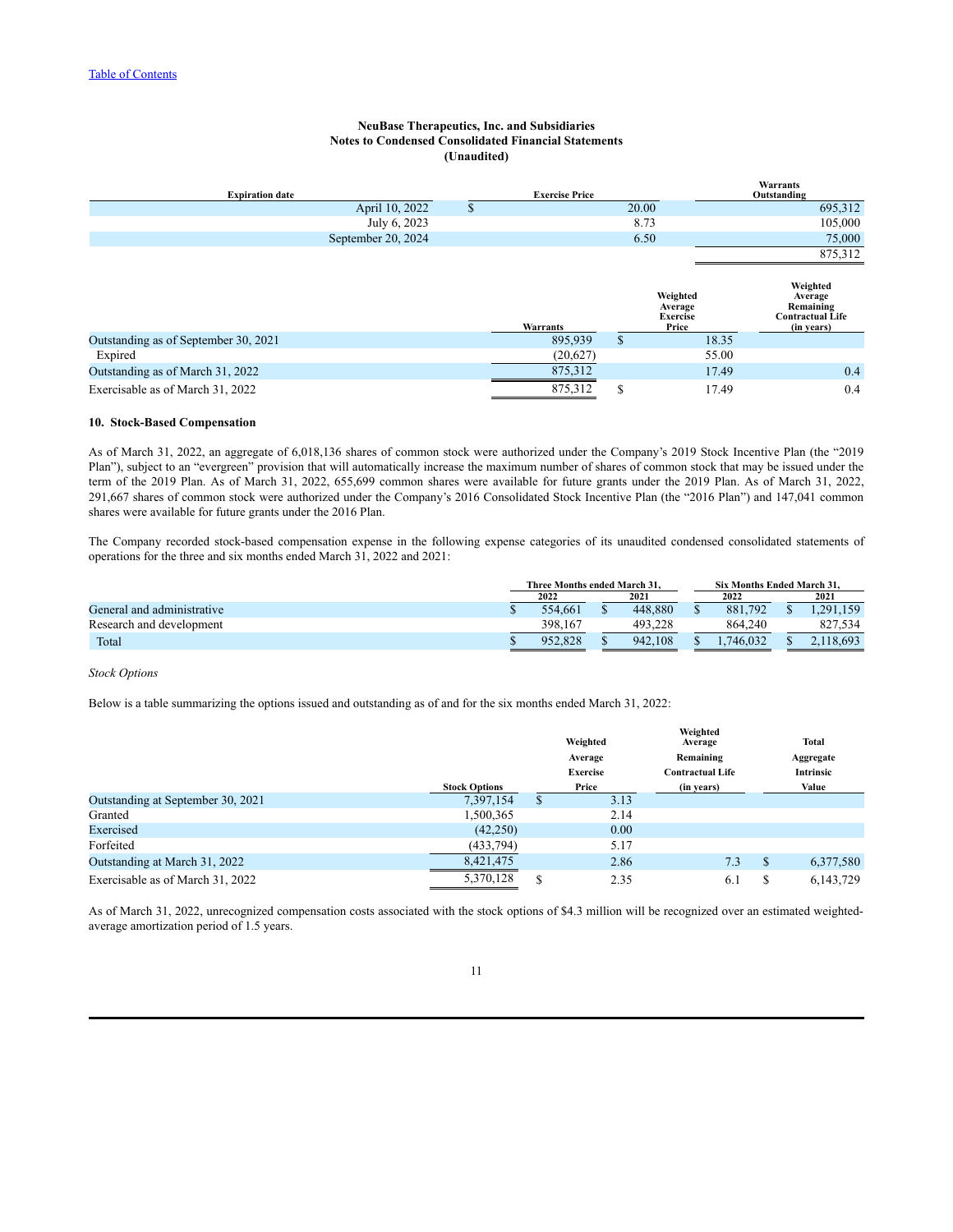Table of Contents

**NeuBase Therapeutics, Inc. and Subsidiaries**
**Notes to Condensed Consolidated Financial Statements**
**(Unaudited)**

| Expiration date | Exercise Price | Warrants Outstanding |
|---|---|---|
| April 10, 2022 | $ 20.00 | 695,312 |
| July 6, 2023 | 8.73 | 105,000 |
| September 20, 2024 | 6.50 | 75,000 |
| | | 875,312 |

| | Warrants | Weighted Average Exercise Price | Weighted Average Remaining Contractual Life (in years) |
|---|---|---|---|
| Outstanding as of September 30, 2021 | 895,939 | $ 18.35 | |
| Expired | (20,627) | 55.00 | |
| Outstanding as of March 31, 2022 | 875,312 | 17.49 | 0.4 |
| Exercisable as of March 31, 2022 | 875,312 | $ 17.49 | 0.4 |

## 10. Stock-Based Compensation

As of March 31, 2022, an aggregate of 6,018,136 shares of common stock were authorized under the Company's 2019 Stock Incentive Plan (the "2019 Plan"), subject to an "evergreen" provision that will automatically increase the maximum number of shares of common stock that may be issued under the term of the 2019 Plan. As of March 31, 2022, 655,699 common shares were available for future grants under the 2019 Plan. As of March 31, 2022, 291,667 shares of common stock were authorized under the Company's 2016 Consolidated Stock Incentive Plan (the "2016 Plan") and 147,041 common shares were available for future grants under the 2016 Plan.

The Company recorded stock-based compensation expense in the following expense categories of its unaudited condensed consolidated statements of operations for the three and six months ended March 31, 2022 and 2021:

| | Three Months ended March 31, | | Six Months Ended March 31, | |
|---|---|---|---|---|
| | 2022 | 2021 | 2022 | 2021 |
| General and administrative | $ 554,661 | $ 448,880 | $ 881,792 | $ 1,291,159 |
| Research and development | 398,167 | 493,228 | 864,240 | 827,534 |
| Total | $ 952,828 | $ 942,108 | $ 1,746,032 | $ 2,118,693 |

*Stock Options*

Below is a table summarizing the options issued and outstanding as of and for the six months ended March 31, 2022:

| | Stock Options | Weighted Average Exercise Price | Weighted Average Remaining Contractual Life (in years) | Total Aggregate Intrinsic Value |
|---|---|---|---|---|
| Outstanding at September 30, 2021 | 7,397,154 | $ 3.13 | | |
| Granted | 1,500,365 | 2.14 | | |
| Exercised | (42,250) | 0.00 | | |
| Forfeited | (433,794) | 5.17 | | |
| Outstanding at March 31, 2022 | 8,421,475 | 2.86 | 7.3 | $ 6,377,580 |
| Exercisable as of March 31, 2022 | 5,370,128 | $ 2.35 | 6.1 | $ 6,143,729 |

As of March 31, 2022, unrecognized compensation costs associated with the stock options of $4.3 million will be recognized over an estimated weighted-average amortization period of 1.5 years.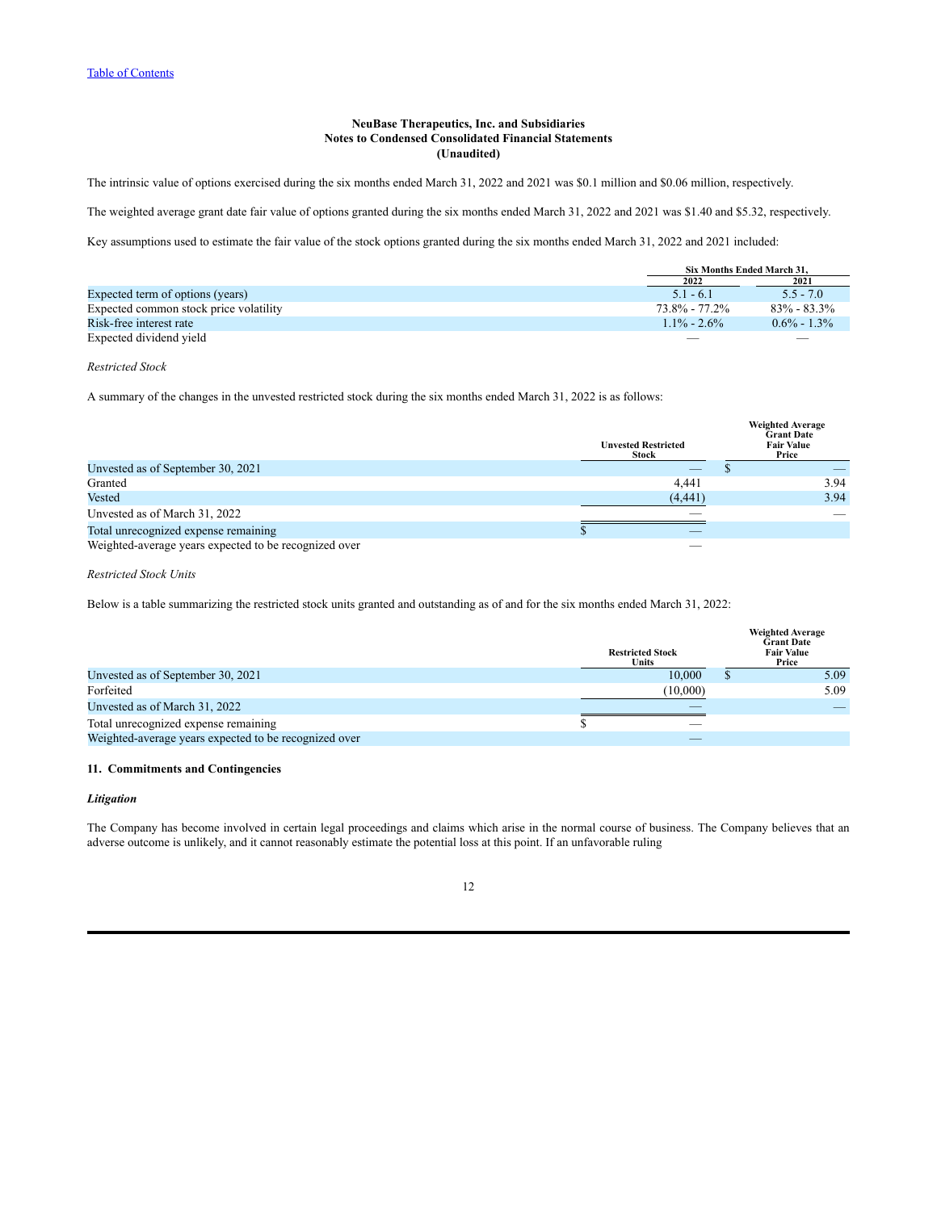The intrinsic value of options exercised during the six months ended March 31, 2022 and 2021 was $0.1 million and $0.06 million, respectively.

The weighted average grant date fair value of options granted during the six months ended March 31, 2022 and 2021 was $1.40 and $5.32, respectively.

Key assumptions used to estimate the fair value of the stock options granted during the six months ended March 31, 2022 and 2021 included:

| | Six Months Ended March 31, | |
|---|---|---|
| | 2022 | 2021 |
| Expected term of options (years) | 5.1 - 6.1 | 5.5 - 7.0 |
| Expected common stock price volatility | 73.8% - 77.2% | 83% - 83.3% |
| Risk-free interest rate | 1.1% - 2.6% | 0.6% - 1.3% |
| Expected dividend yield | — | — |

*Restricted Stock*

A summary of the changes in the unvested restricted stock during the six months ended March 31, 2022 is as follows:

| | Unvested Restricted Stock | Weighted Average Grant Date Fair Value Price |
|---|---|---|
| Unvested as of September 30, 2021 | — | $ — |
| Granted | 4,441 | 3.94 |
| Vested | (4,441) | 3.94 |
| Unvested as of March 31, 2022 | — | — |
| Total unrecognized expense remaining | $ — | |
| Weighted-average years expected to be recognized over | — | |

*Restricted Stock Units*

Below is a table summarizing the restricted stock units granted and outstanding as of and for the six months ended March 31, 2022:

| | Restricted Stock Units | Weighted Average Grant Date Fair Value Price |
|---|---|---|
| Unvested as of September 30, 2021 | 10,000 | $ 5.09 |
| Forfeited | (10,000) | 5.09 |
| Unvested as of March 31, 2022 | — | — |
| Total unrecognized expense remaining | $ — | |
| Weighted-average years expected to be recognized over | — | |

## 11. Commitments and Contingencies

***Litigation***

The Company has become involved in certain legal proceedings and claims which arise in the normal course of business. The Company believes that an adverse outcome is unlikely, and it cannot reasonably estimate the potential loss at this point. If an unfavorable ruling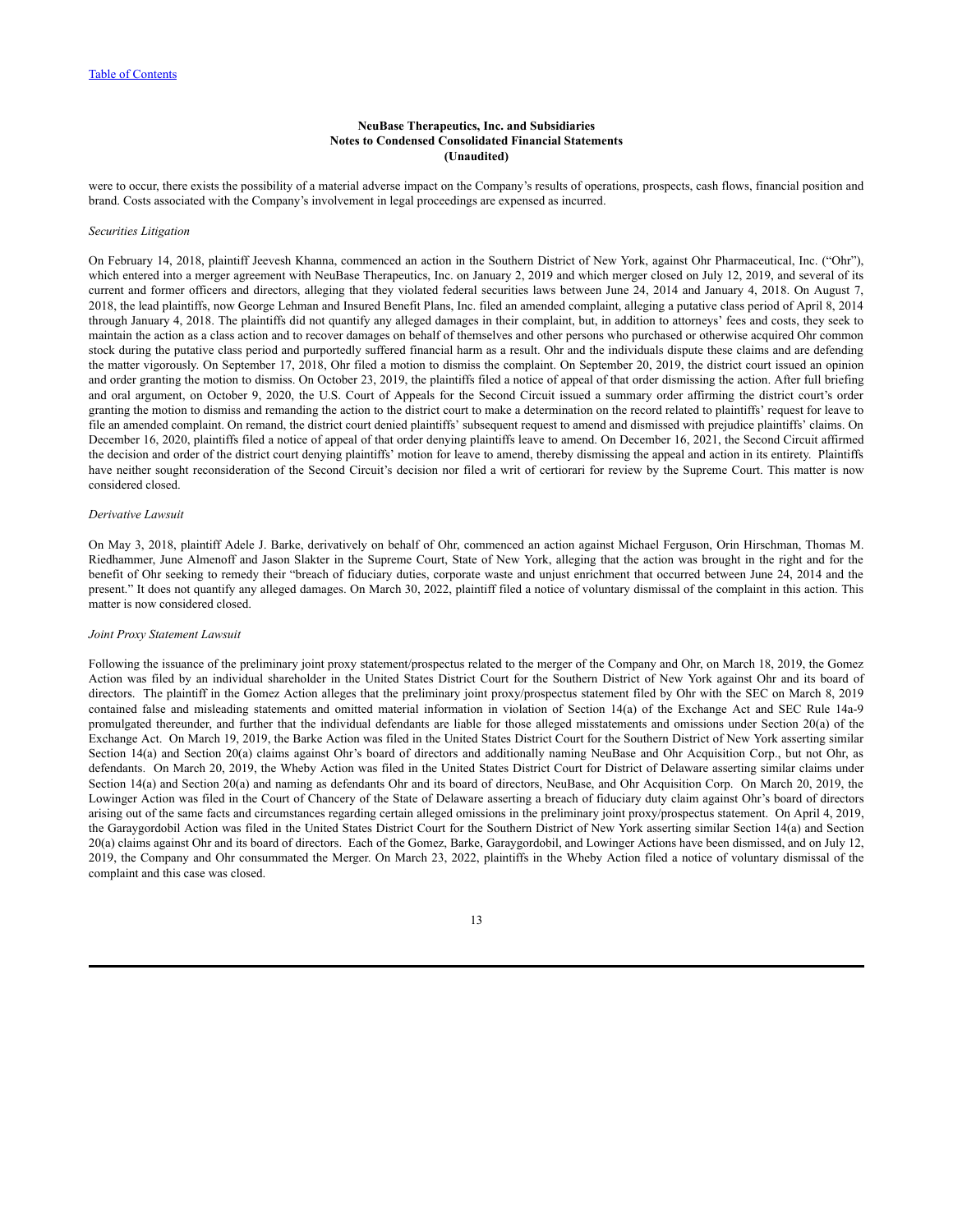were to occur, there exists the possibility of a material adverse impact on the Company's results of operations, prospects, cash flows, financial position and brand. Costs associated with the Company's involvement in legal proceedings are expensed as incurred.

*Securities Litigation*

On February 14, 2018, plaintiff Jeevesh Khanna, commenced an action in the Southern District of New York, against Ohr Pharmaceutical, Inc. ("Ohr"), which entered into a merger agreement with NeuBase Therapeutics, Inc. on January 2, 2019 and which merger closed on July 12, 2019, and several of its current and former officers and directors, alleging that they violated federal securities laws between June 24, 2014 and January 4, 2018. On August 7, 2018, the lead plaintiffs, now George Lehman and Insured Benefit Plans, Inc. filed an amended complaint, alleging a putative class period of April 8, 2014 through January 4, 2018. The plaintiffs did not quantify any alleged damages in their complaint, but, in addition to attorneys' fees and costs, they seek to maintain the action as a class action and to recover damages on behalf of themselves and other persons who purchased or otherwise acquired Ohr common stock during the putative class period and purportedly suffered financial harm as a result. Ohr and the individuals dispute these claims and are defending the matter vigorously. On September 17, 2018, Ohr filed a motion to dismiss the complaint. On September 20, 2019, the district court issued an opinion and order granting the motion to dismiss. On October 23, 2019, the plaintiffs filed a notice of appeal of that order dismissing the action. After full briefing and oral argument, on October 9, 2020, the U.S. Court of Appeals for the Second Circuit issued a summary order affirming the district court's order granting the motion to dismiss and remanding the action to the district court to make a determination on the record related to plaintiffs' request for leave to file an amended complaint. On remand, the district court denied plaintiffs' subsequent request to amend and dismissed with prejudice plaintiffs' claims. On December 16, 2020, plaintiffs filed a notice of appeal of that order denying plaintiffs leave to amend. On December 16, 2021, the Second Circuit affirmed the decision and order of the district court denying plaintiffs' motion for leave to amend, thereby dismissing the appeal and action in its entirety. Plaintiffs have neither sought reconsideration of the Second Circuit's decision nor filed a writ of certiorari for review by the Supreme Court. This matter is now considered closed.

*Derivative Lawsuit*

On May 3, 2018, plaintiff Adele J. Barke, derivatively on behalf of Ohr, commenced an action against Michael Ferguson, Orin Hirschman, Thomas M. Riedhammer, June Almenoff and Jason Slakter in the Supreme Court, State of New York, alleging that the action was brought in the right and for the benefit of Ohr seeking to remedy their "breach of fiduciary duties, corporate waste and unjust enrichment that occurred between June 24, 2014 and the present." It does not quantify any alleged damages. On March 30, 2022, plaintiff filed a notice of voluntary dismissal of the complaint in this action. This matter is now considered closed.

*Joint Proxy Statement Lawsuit*

Following the issuance of the preliminary joint proxy statement/prospectus related to the merger of the Company and Ohr, on March 18, 2019, the Gomez Action was filed by an individual shareholder in the United States District Court for the Southern District of New York against Ohr and its board of directors. The plaintiff in the Gomez Action alleges that the preliminary joint proxy/prospectus statement filed by Ohr with the SEC on March 8, 2019 contained false and misleading statements and omitted material information in violation of Section 14(a) of the Exchange Act and SEC Rule 14a-9 promulgated thereunder, and further that the individual defendants are liable for those alleged misstatements and omissions under Section 20(a) of the Exchange Act. On March 19, 2019, the Barke Action was filed in the United States District Court for the Southern District of New York asserting similar Section 14(a) and Section 20(a) claims against Ohr's board of directors and additionally naming NeuBase and Ohr Acquisition Corp., but not Ohr, as defendants. On March 20, 2019, the Wheby Action was filed in the United States District Court for District of Delaware asserting similar claims under Section 14(a) and Section 20(a) and naming as defendants Ohr and its board of directors, NeuBase, and Ohr Acquisition Corp. On March 20, 2019, the Lowinger Action was filed in the Court of Chancery of the State of Delaware asserting a breach of fiduciary duty claim against Ohr's board of directors arising out of the same facts and circumstances regarding certain alleged omissions in the preliminary joint proxy/prospectus statement. On April 4, 2019, the Garaygordobil Action was filed in the United States District Court for the Southern District of New York asserting similar Section 14(a) and Section 20(a) claims against Ohr and its board of directors. Each of the Gomez, Barke, Garaygordobil, and Lowinger Actions have been dismissed, and on July 12, 2019, the Company and Ohr consummated the Merger. On March 23, 2022, plaintiffs in the Wheby Action filed a notice of voluntary dismissal of the complaint and this case was closed.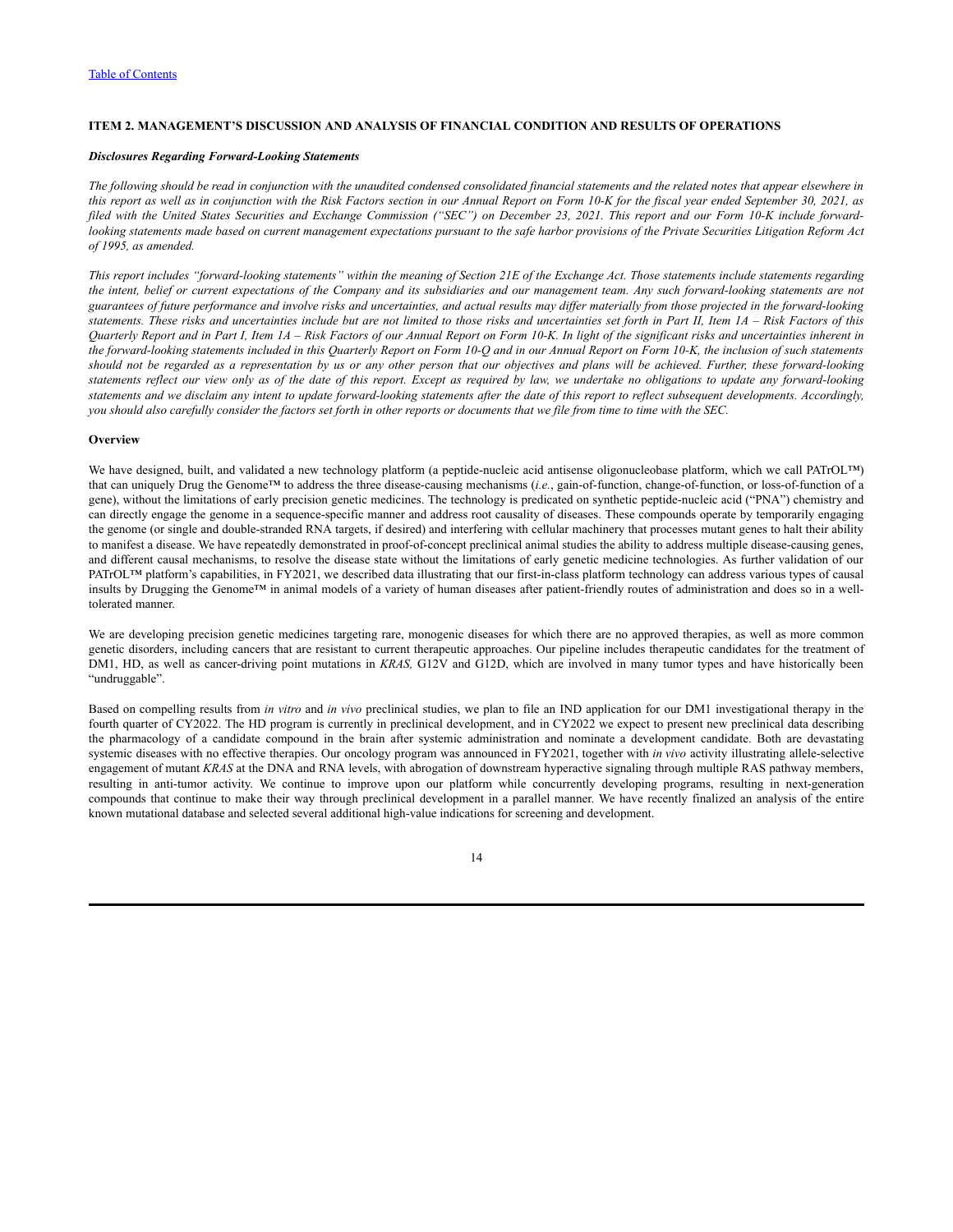[Table of Contents](#)

## ITEM 2. MANAGEMENT'S DISCUSSION AND ANALYSIS OF FINANCIAL CONDITION AND RESULTS OF OPERATIONS

### *Disclosures Regarding Forward-Looking Statements*

*The following should be read in conjunction with the unaudited condensed consolidated financial statements and the related notes that appear elsewhere in this report as well as in conjunction with the Risk Factors section in our Annual Report on Form 10-K for the fiscal year ended September 30, 2021, as filed with the United States Securities and Exchange Commission ("SEC") on December 23, 2021. This report and our Form 10-K include forward-looking statements made based on current management expectations pursuant to the safe harbor provisions of the Private Securities Litigation Reform Act of 1995, as amended.*

*This report includes "forward-looking statements" within the meaning of Section 21E of the Exchange Act. Those statements include statements regarding the intent, belief or current expectations of the Company and its subsidiaries and our management team. Any such forward-looking statements are not guarantees of future performance and involve risks and uncertainties, and actual results may differ materially from those projected in the forward-looking statements. These risks and uncertainties include but are not limited to those risks and uncertainties set forth in Part II, Item 1A – Risk Factors of this Quarterly Report and in Part I, Item 1A – Risk Factors of our Annual Report on Form 10-K. In light of the significant risks and uncertainties inherent in the forward-looking statements included in this Quarterly Report on Form 10-Q and in our Annual Report on Form 10-K, the inclusion of such statements should not be regarded as a representation by us or any other person that our objectives and plans will be achieved. Further, these forward-looking statements reflect our view only as of the date of this report. Except as required by law, we undertake no obligations to update any forward-looking statements and we disclaim any intent to update forward-looking statements after the date of this report to reflect subsequent developments. Accordingly, you should also carefully consider the factors set forth in other reports or documents that we file from time to time with the SEC.*

### Overview

We have designed, built, and validated a new technology platform (a peptide-nucleic acid antisense oligonucleobase platform, which we call PATrOL™) that can uniquely Drug the Genome™ to address the three disease-causing mechanisms (*i.e.*, gain-of-function, change-of-function, or loss-of-function of a gene), without the limitations of early precision genetic medicines. The technology is predicated on synthetic peptide-nucleic acid ("PNA") chemistry and can directly engage the genome in a sequence-specific manner and address root causality of diseases. These compounds operate by temporarily engaging the genome (or single and double-stranded RNA targets, if desired) and interfering with cellular machinery that processes mutant genes to halt their ability to manifest a disease. We have repeatedly demonstrated in proof-of-concept preclinical animal studies the ability to address multiple disease-causing genes, and different causal mechanisms, to resolve the disease state without the limitations of early genetic medicine technologies. As further validation of our PATrOL™ platform's capabilities, in FY2021, we described data illustrating that our first-in-class platform technology can address various types of causal insults by Drugging the Genome™ in animal models of a variety of human diseases after patient-friendly routes of administration and does so in a well-tolerated manner.

We are developing precision genetic medicines targeting rare, monogenic diseases for which there are no approved therapies, as well as more common genetic disorders, including cancers that are resistant to current therapeutic approaches. Our pipeline includes therapeutic candidates for the treatment of DM1, HD, as well as cancer-driving point mutations in *KRAS,* G12V and G12D, which are involved in many tumor types and have historically been "undruggable".

Based on compelling results from *in vitro* and *in vivo* preclinical studies, we plan to file an IND application for our DM1 investigational therapy in the fourth quarter of CY2022. The HD program is currently in preclinical development, and in CY2022 we expect to present new preclinical data describing the pharmacology of a candidate compound in the brain after systemic administration and nominate a development candidate. Both are devastating systemic diseases with no effective therapies. Our oncology program was announced in FY2021, together with *in vivo* activity illustrating allele-selective engagement of mutant *KRAS* at the DNA and RNA levels, with abrogation of downstream hyperactive signaling through multiple RAS pathway members, resulting in anti-tumor activity. We continue to improve upon our platform while concurrently developing programs, resulting in next-generation compounds that continue to make their way through preclinical development in a parallel manner. We have recently finalized an analysis of the entire known mutational database and selected several additional high-value indications for screening and development.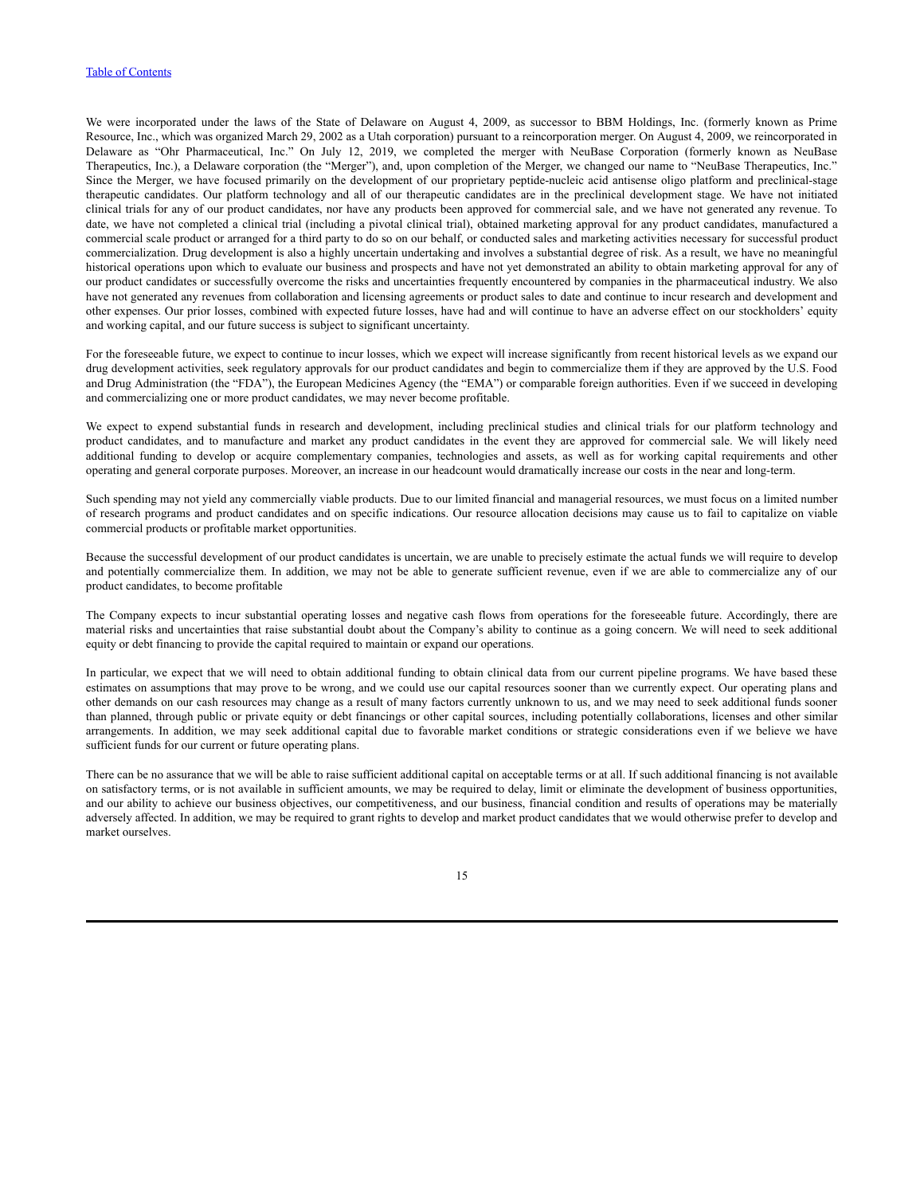We were incorporated under the laws of the State of Delaware on August 4, 2009, as successor to BBM Holdings, Inc. (formerly known as Prime Resource, Inc., which was organized March 29, 2002 as a Utah corporation) pursuant to a reincorporation merger. On August 4, 2009, we reincorporated in Delaware as "Ohr Pharmaceutical, Inc." On July 12, 2019, we completed the merger with NeuBase Corporation (formerly known as NeuBase Therapeutics, Inc.), a Delaware corporation (the "Merger"), and, upon completion of the Merger, we changed our name to "NeuBase Therapeutics, Inc." Since the Merger, we have focused primarily on the development of our proprietary peptide-nucleic acid antisense oligo platform and preclinical-stage therapeutic candidates. Our platform technology and all of our therapeutic candidates are in the preclinical development stage. We have not initiated clinical trials for any of our product candidates, nor have any products been approved for commercial sale, and we have not generated any revenue. To date, we have not completed a clinical trial (including a pivotal clinical trial), obtained marketing approval for any product candidates, manufactured a commercial scale product or arranged for a third party to do so on our behalf, or conducted sales and marketing activities necessary for successful product commercialization. Drug development is also a highly uncertain undertaking and involves a substantial degree of risk. As a result, we have no meaningful historical operations upon which to evaluate our business and prospects and have not yet demonstrated an ability to obtain marketing approval for any of our product candidates or successfully overcome the risks and uncertainties frequently encountered by companies in the pharmaceutical industry. We also have not generated any revenues from collaboration and licensing agreements or product sales to date and continue to incur research and development and other expenses. Our prior losses, combined with expected future losses, have had and will continue to have an adverse effect on our stockholders' equity and working capital, and our future success is subject to significant uncertainty.

For the foreseeable future, we expect to continue to incur losses, which we expect will increase significantly from recent historical levels as we expand our drug development activities, seek regulatory approvals for our product candidates and begin to commercialize them if they are approved by the U.S. Food and Drug Administration (the "FDA"), the European Medicines Agency (the "EMA") or comparable foreign authorities. Even if we succeed in developing and commercializing one or more product candidates, we may never become profitable.

We expect to expend substantial funds in research and development, including preclinical studies and clinical trials for our platform technology and product candidates, and to manufacture and market any product candidates in the event they are approved for commercial sale. We will likely need additional funding to develop or acquire complementary companies, technologies and assets, as well as for working capital requirements and other operating and general corporate purposes. Moreover, an increase in our headcount would dramatically increase our costs in the near and long-term.

Such spending may not yield any commercially viable products. Due to our limited financial and managerial resources, we must focus on a limited number of research programs and product candidates and on specific indications. Our resource allocation decisions may cause us to fail to capitalize on viable commercial products or profitable market opportunities.

Because the successful development of our product candidates is uncertain, we are unable to precisely estimate the actual funds we will require to develop and potentially commercialize them. In addition, we may not be able to generate sufficient revenue, even if we are able to commercialize any of our product candidates, to become profitable

The Company expects to incur substantial operating losses and negative cash flows from operations for the foreseeable future. Accordingly, there are material risks and uncertainties that raise substantial doubt about the Company's ability to continue as a going concern. We will need to seek additional equity or debt financing to provide the capital required to maintain or expand our operations.

In particular, we expect that we will need to obtain additional funding to obtain clinical data from our current pipeline programs. We have based these estimates on assumptions that may prove to be wrong, and we could use our capital resources sooner than we currently expect. Our operating plans and other demands on our cash resources may change as a result of many factors currently unknown to us, and we may need to seek additional funds sooner than planned, through public or private equity or debt financings or other capital sources, including potentially collaborations, licenses and other similar arrangements. In addition, we may seek additional capital due to favorable market conditions or strategic considerations even if we believe we have sufficient funds for our current or future operating plans.

There can be no assurance that we will be able to raise sufficient additional capital on acceptable terms or at all. If such additional financing is not available on satisfactory terms, or is not available in sufficient amounts, we may be required to delay, limit or eliminate the development of business opportunities, and our ability to achieve our business objectives, our competitiveness, and our business, financial condition and results of operations may be materially adversely affected. In addition, we may be required to grant rights to develop and market product candidates that we would otherwise prefer to develop and market ourselves.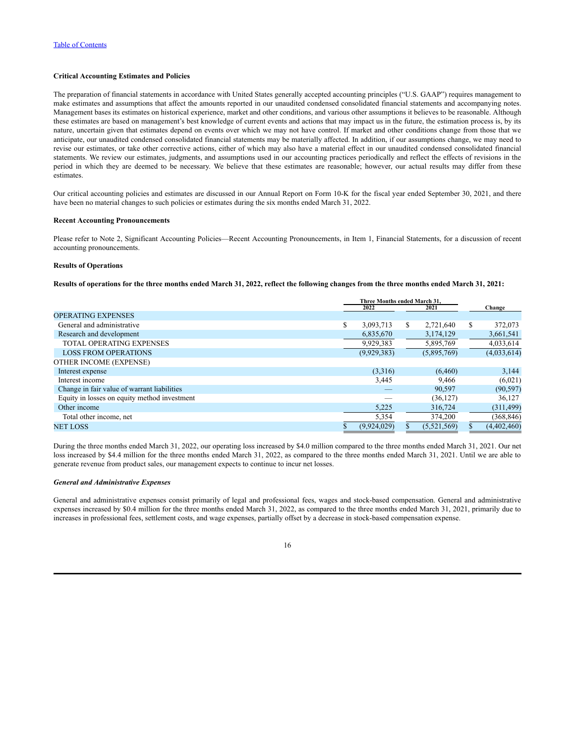### Critical Accounting Estimates and Policies

The preparation of financial statements in accordance with United States generally accepted accounting principles ("U.S. GAAP") requires management to make estimates and assumptions that affect the amounts reported in our unaudited condensed consolidated financial statements and accompanying notes. Management bases its estimates on historical experience, market and other conditions, and various other assumptions it believes to be reasonable. Although these estimates are based on management's best knowledge of current events and actions that may impact us in the future, the estimation process is, by its nature, uncertain given that estimates depend on events over which we may not have control. If market and other conditions change from those that we anticipate, our unaudited condensed consolidated financial statements may be materially affected. In addition, if our assumptions change, we may need to revise our estimates, or take other corrective actions, either of which may also have a material effect in our unaudited condensed consolidated financial statements. We review our estimates, judgments, and assumptions used in our accounting practices periodically and reflect the effects of revisions in the period in which they are deemed to be necessary. We believe that these estimates are reasonable; however, our actual results may differ from these estimates.

Our critical accounting policies and estimates are discussed in our Annual Report on Form 10-K for the fiscal year ended September 30, 2021, and there have been no material changes to such policies or estimates during the six months ended March 31, 2022.

### Recent Accounting Pronouncements

Please refer to Note 2, Significant Accounting Policies—Recent Accounting Pronouncements, in Item 1, Financial Statements, for a discussion of recent accounting pronouncements.

### Results of Operations

**Results of operations for the three months ended March 31, 2022, reflect the following changes from the three months ended March 31, 2021:**

| | Three Months ended March 31, | | |
|---|---|---|---|
| | 2022 | 2021 | Change |
| OPERATING EXPENSES | | | |
| General and administrative | $ 3,093,713 | $ 2,721,640 | $ 372,073 |
| Research and development | 6,835,670 | 3,174,129 | 3,661,541 |
| TOTAL OPERATING EXPENSES | 9,929,383 | 5,895,769 | 4,033,614 |
| LOSS FROM OPERATIONS | (9,929,383) | (5,895,769) | (4,033,614) |
| OTHER INCOME (EXPENSE) | | | |
| Interest expense | (3,316) | (6,460) | 3,144 |
| Interest income | 3,445 | 9,466 | (6,021) |
| Change in fair value of warrant liabilities | — | 90,597 | (90,597) |
| Equity in losses on equity method investment | — | (36,127) | 36,127 |
| Other income | 5,225 | 316,724 | (311,499) |
| Total other income, net | 5,354 | 374,200 | (368,846) |
| NET LOSS | $ (9,924,029) | $ (5,521,569) | $ (4,402,460) |

During the three months ended March 31, 2022, our operating loss increased by $4.0 million compared to the three months ended March 31, 2021. Our net loss increased by $4.4 million for the three months ended March 31, 2022, as compared to the three months ended March 31, 2021. Until we are able to generate revenue from product sales, our management expects to continue to incur net losses.

#### *General and Administrative Expenses*

General and administrative expenses consist primarily of legal and professional fees, wages and stock-based compensation. General and administrative expenses increased by $0.4 million for the three months ended March 31, 2022, as compared to the three months ended March 31, 2021, primarily due to increases in professional fees, settlement costs, and wage expenses, partially offset by a decrease in stock-based compensation expense.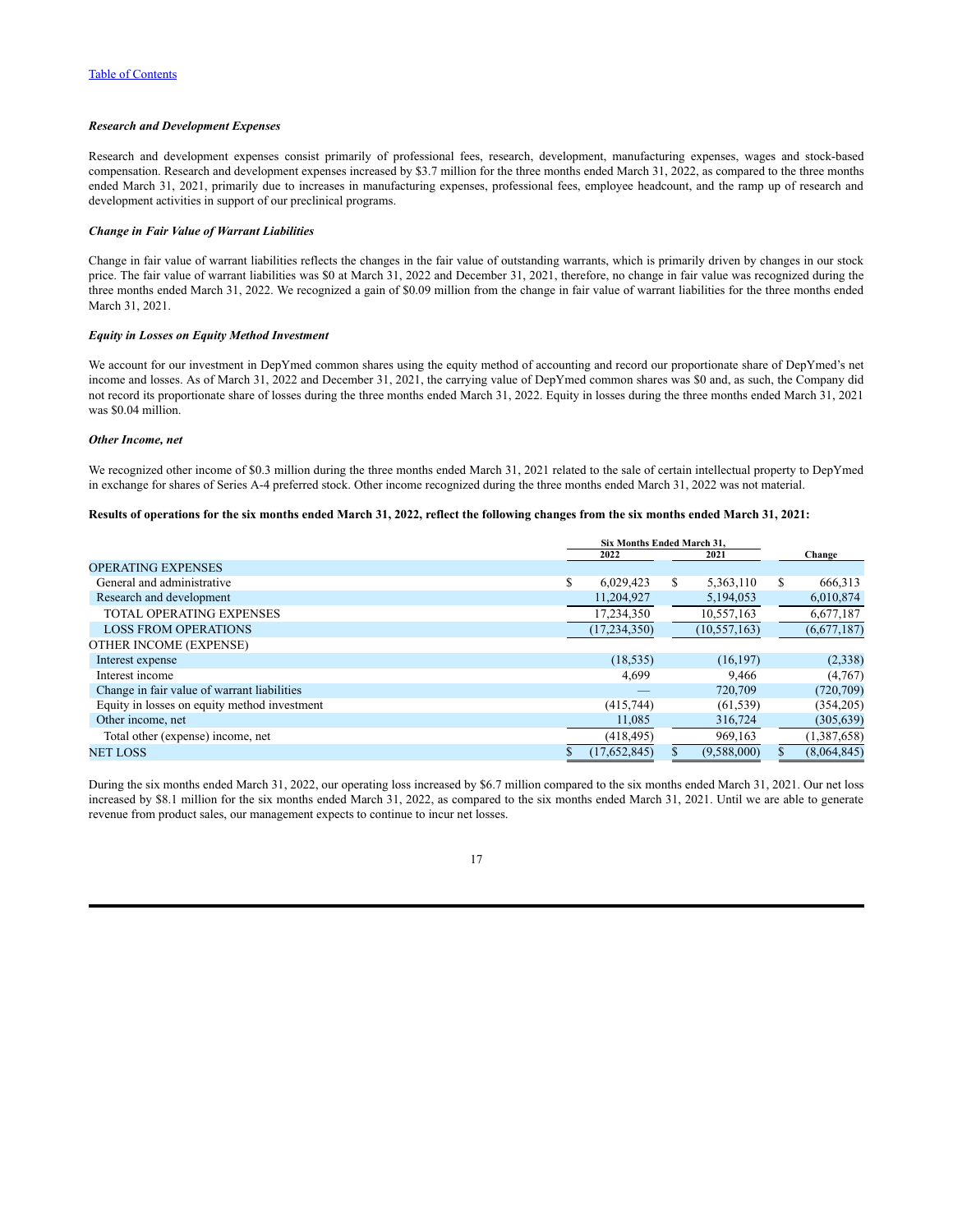### *Research and Development Expenses*

Research and development expenses consist primarily of professional fees, research, development, manufacturing expenses, wages and stock-based compensation. Research and development expenses increased by $3.7 million for the three months ended March 31, 2022, as compared to the three months ended March 31, 2021, primarily due to increases in manufacturing expenses, professional fees, employee headcount, and the ramp up of research and development activities in support of our preclinical programs.

### *Change in Fair Value of Warrant Liabilities*

Change in fair value of warrant liabilities reflects the changes in the fair value of outstanding warrants, which is primarily driven by changes in our stock price. The fair value of warrant liabilities was $0 at March 31, 2022 and December 31, 2021, therefore, no change in fair value was recognized during the three months ended March 31, 2022. We recognized a gain of $0.09 million from the change in fair value of warrant liabilities for the three months ended March 31, 2021.

### *Equity in Losses on Equity Method Investment*

We account for our investment in DepYmed common shares using the equity method of accounting and record our proportionate share of DepYmed's net income and losses. As of March 31, 2022 and December 31, 2021, the carrying value of DepYmed common shares was $0 and, as such, the Company did not record its proportionate share of losses during the three months ended March 31, 2022. Equity in losses during the three months ended March 31, 2021 was $0.04 million.

### *Other Income, net*

We recognized other income of $0.3 million during the three months ended March 31, 2021 related to the sale of certain intellectual property to DepYmed in exchange for shares of Series A-4 preferred stock. Other income recognized during the three months ended March 31, 2022 was not material.

**Results of operations for the six months ended March 31, 2022, reflect the following changes from the six months ended March 31, 2021:**

| | Six Months Ended March 31, | | |
|---|---|---|---|
| | 2022 | 2021 | Change |
| OPERATING EXPENSES | | | |
| General and administrative | $ 6,029,423 | $ 5,363,110 | $ 666,313 |
| Research and development | 11,204,927 | 5,194,053 | 6,010,874 |
| TOTAL OPERATING EXPENSES | 17,234,350 | 10,557,163 | 6,677,187 |
| LOSS FROM OPERATIONS | (17,234,350) | (10,557,163) | (6,677,187) |
| OTHER INCOME (EXPENSE) | | | |
| Interest expense | (18,535) | (16,197) | (2,338) |
| Interest income | 4,699 | 9,466 | (4,767) |
| Change in fair value of warrant liabilities | — | 720,709 | (720,709) |
| Equity in losses on equity method investment | (415,744) | (61,539) | (354,205) |
| Other income, net | 11,085 | 316,724 | (305,639) |
| Total other (expense) income, net | (418,495) | 969,163 | (1,387,658) |
| NET LOSS | $ (17,652,845) | $ (9,588,000) | $ (8,064,845) |

During the six months ended March 31, 2022, our operating loss increased by $6.7 million compared to the six months ended March 31, 2021. Our net loss increased by $8.1 million for the six months ended March 31, 2022, as compared to the six months ended March 31, 2021. Until we are able to generate revenue from product sales, our management expects to continue to incur net losses.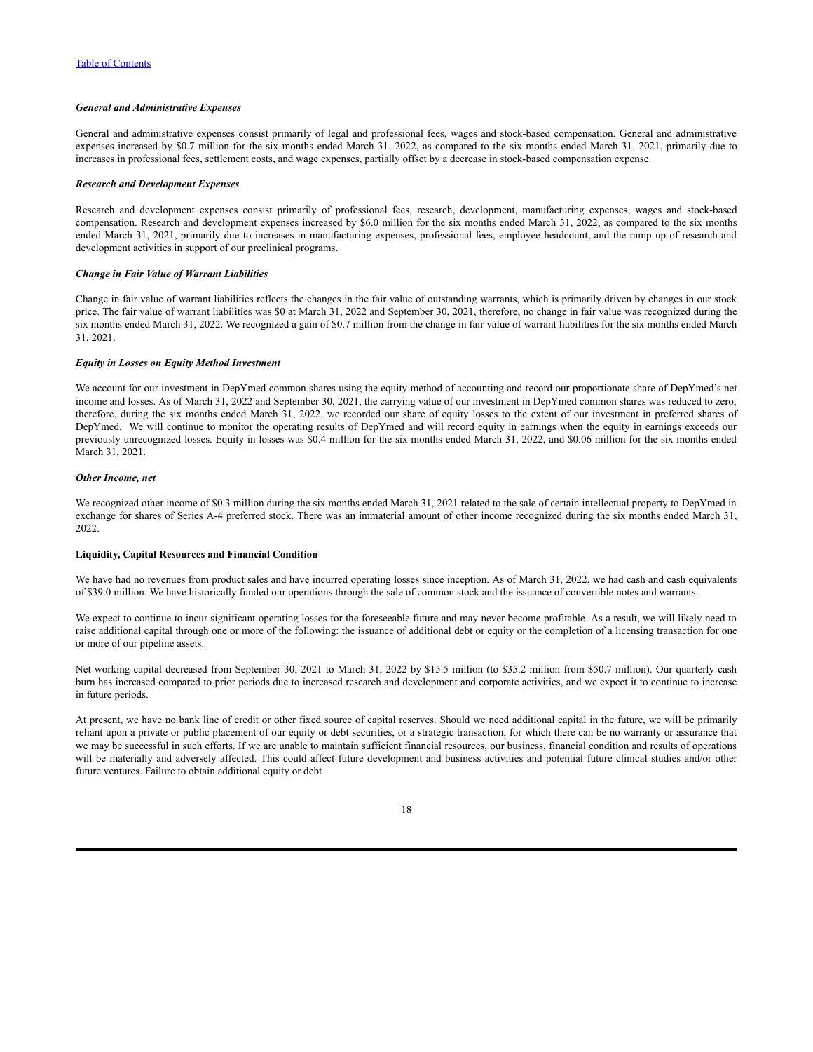***General and Administrative Expenses***

General and administrative expenses consist primarily of legal and professional fees, wages and stock-based compensation. General and administrative expenses increased by $0.7 million for the six months ended March 31, 2022, as compared to the six months ended March 31, 2021, primarily due to increases in professional fees, settlement costs, and wage expenses, partially offset by a decrease in stock-based compensation expense.

***Research and Development Expenses***

Research and development expenses consist primarily of professional fees, research, development, manufacturing expenses, wages and stock-based compensation. Research and development expenses increased by $6.0 million for the six months ended March 31, 2022, as compared to the six months ended March 31, 2021, primarily due to increases in manufacturing expenses, professional fees, employee headcount, and the ramp up of research and development activities in support of our preclinical programs.

***Change in Fair Value of Warrant Liabilities***

Change in fair value of warrant liabilities reflects the changes in the fair value of outstanding warrants, which is primarily driven by changes in our stock price. The fair value of warrant liabilities was $0 at March 31, 2022 and September 30, 2021, therefore, no change in fair value was recognized during the six months ended March 31, 2022. We recognized a gain of $0.7 million from the change in fair value of warrant liabilities for the six months ended March 31, 2021.

***Equity in Losses on Equity Method Investment***

We account for our investment in DepYmed common shares using the equity method of accounting and record our proportionate share of DepYmed's net income and losses. As of March 31, 2022 and September 30, 2021, the carrying value of our investment in DepYmed common shares was reduced to zero, therefore, during the six months ended March 31, 2022, we recorded our share of equity losses to the extent of our investment in preferred shares of DepYmed. We will continue to monitor the operating results of DepYmed and will record equity in earnings when the equity in earnings exceeds our previously unrecognized losses. Equity in losses was $0.4 million for the six months ended March 31, 2022, and $0.06 million for the six months ended March 31, 2021.

***Other Income, net***

We recognized other income of $0.3 million during the six months ended March 31, 2021 related to the sale of certain intellectual property to DepYmed in exchange for shares of Series A-4 preferred stock. There was an immaterial amount of other income recognized during the six months ended March 31, 2022.

**Liquidity, Capital Resources and Financial Condition**

We have had no revenues from product sales and have incurred operating losses since inception. As of March 31, 2022, we had cash and cash equivalents of $39.0 million. We have historically funded our operations through the sale of common stock and the issuance of convertible notes and warrants.

We expect to continue to incur significant operating losses for the foreseeable future and may never become profitable. As a result, we will likely need to raise additional capital through one or more of the following: the issuance of additional debt or equity or the completion of a licensing transaction for one or more of our pipeline assets.

Net working capital decreased from September 30, 2021 to March 31, 2022 by $15.5 million (to $35.2 million from $50.7 million). Our quarterly cash burn has increased compared to prior periods due to increased research and development and corporate activities, and we expect it to continue to increase in future periods.

At present, we have no bank line of credit or other fixed source of capital reserves. Should we need additional capital in the future, we will be primarily reliant upon a private or public placement of our equity or debt securities, or a strategic transaction, for which there can be no warranty or assurance that we may be successful in such efforts. If we are unable to maintain sufficient financial resources, our business, financial condition and results of operations will be materially and adversely affected. This could affect future development and business activities and potential future clinical studies and/or other future ventures. Failure to obtain additional equity or debt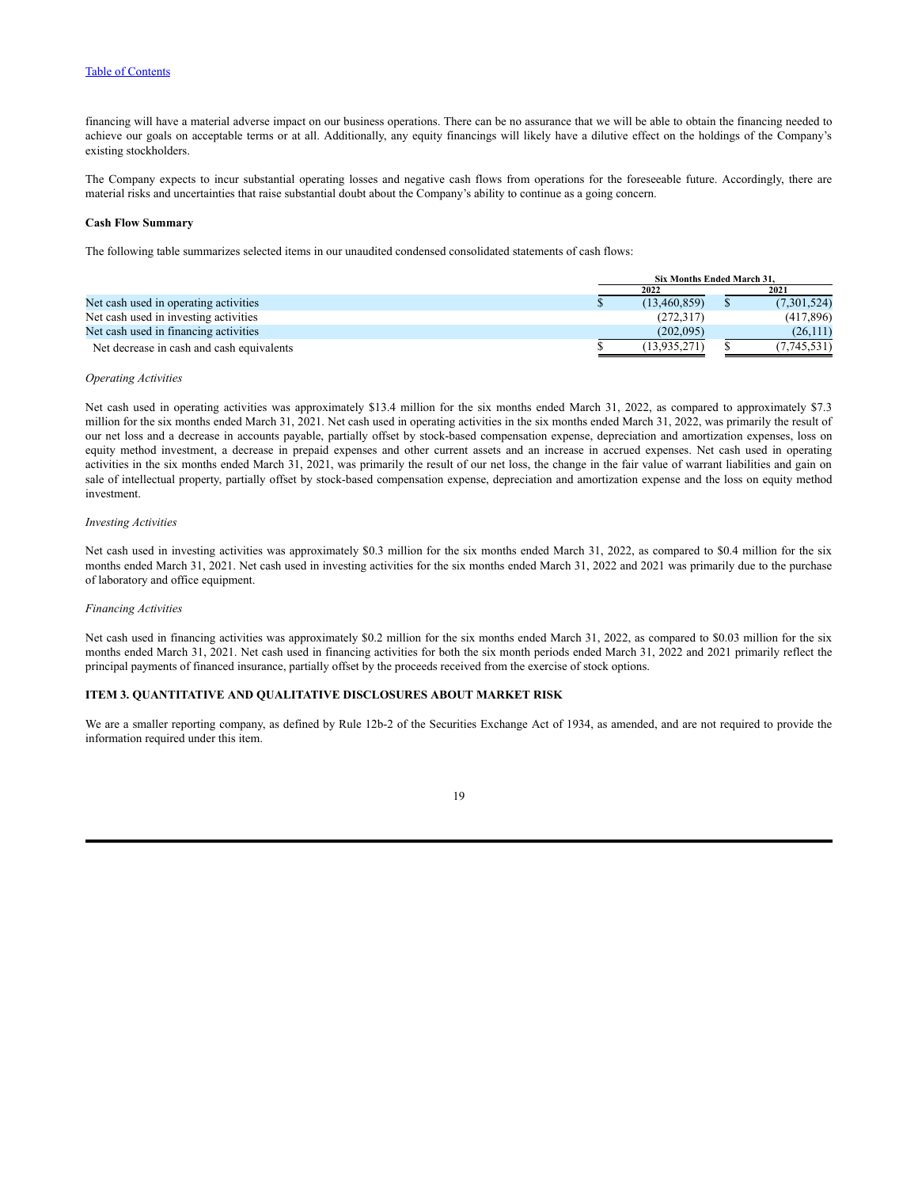financing will have a material adverse impact on our business operations. There can be no assurance that we will be able to obtain the financing needed to achieve our goals on acceptable terms or at all. Additionally, any equity financings will likely have a dilutive effect on the holdings of the Company's existing stockholders.

The Company expects to incur substantial operating losses and negative cash flows from operations for the foreseeable future. Accordingly, there are material risks and uncertainties that raise substantial doubt about the Company's ability to continue as a going concern.

**Cash Flow Summary**

The following table summarizes selected items in our unaudited condensed consolidated statements of cash flows:

| | Six Months Ended March 31, | |
|---|---|---|
| | 2022 | 2021 |
| Net cash used in operating activities | $ (13,460,859) | $ (7,301,524) |
| Net cash used in investing activities | (272,317) | (417,896) |
| Net cash used in financing activities | (202,095) | (26,111) |
| Net decrease in cash and cash equivalents | $ (13,935,271) | $ (7,745,531) |

*Operating Activities*

Net cash used in operating activities was approximately $13.4 million for the six months ended March 31, 2022, as compared to approximately $7.3 million for the six months ended March 31, 2021. Net cash used in operating activities in the six months ended March 31, 2022, was primarily the result of our net loss and a decrease in accounts payable, partially offset by stock-based compensation expense, depreciation and amortization expenses, loss on equity method investment, a decrease in prepaid expenses and other current assets and an increase in accrued expenses. Net cash used in operating activities in the six months ended March 31, 2021, was primarily the result of our net loss, the change in the fair value of warrant liabilities and gain on sale of intellectual property, partially offset by stock-based compensation expense, depreciation and amortization expense and the loss on equity method investment.

*Investing Activities*

Net cash used in investing activities was approximately $0.3 million for the six months ended March 31, 2022, as compared to $0.4 million for the six months ended March 31, 2021. Net cash used in investing activities for the six months ended March 31, 2022 and 2021 was primarily due to the purchase of laboratory and office equipment.

*Financing Activities*

Net cash used in financing activities was approximately $0.2 million for the six months ended March 31, 2022, as compared to $0.03 million for the six months ended March 31, 2021. Net cash used in financing activities for both the six month periods ended March 31, 2022 and 2021 primarily reflect the principal payments of financed insurance, partially offset by the proceeds received from the exercise of stock options.

## ITEM 3. QUANTITATIVE AND QUALITATIVE DISCLOSURES ABOUT MARKET RISK

We are a smaller reporting company, as defined by Rule 12b-2 of the Securities Exchange Act of 1934, as amended, and are not required to provide the information required under this item.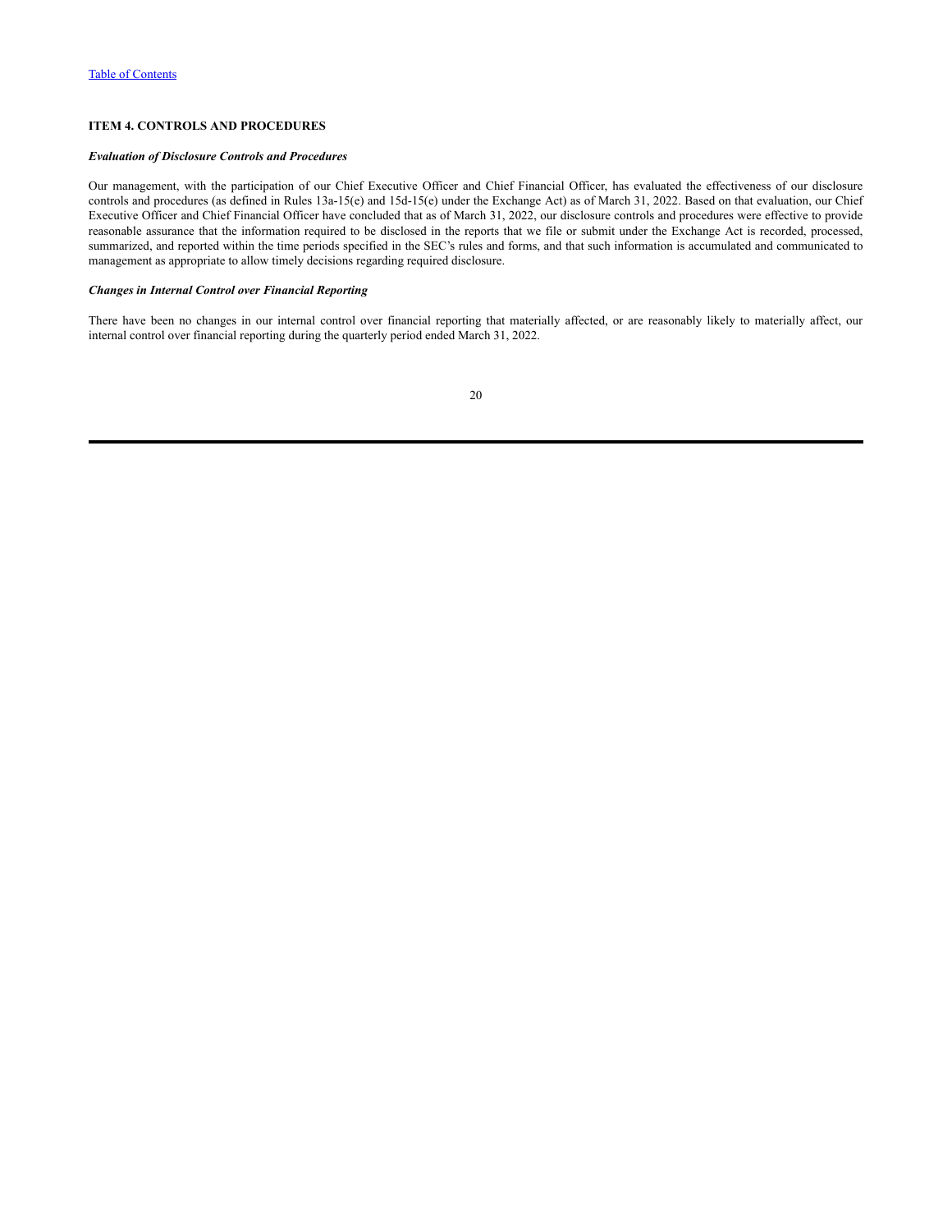### ITEM 4. CONTROLS AND PROCEDURES

***Evaluation of Disclosure Controls and Procedures***

Our management, with the participation of our Chief Executive Officer and Chief Financial Officer, has evaluated the effectiveness of our disclosure controls and procedures (as defined in Rules 13a-15(e) and 15d-15(e) under the Exchange Act) as of March 31, 2022. Based on that evaluation, our Chief Executive Officer and Chief Financial Officer have concluded that as of March 31, 2022, our disclosure controls and procedures were effective to provide reasonable assurance that the information required to be disclosed in the reports that we file or submit under the Exchange Act is recorded, processed, summarized, and reported within the time periods specified in the SEC's rules and forms, and that such information is accumulated and communicated to management as appropriate to allow timely decisions regarding required disclosure.

***Changes in Internal Control over Financial Reporting***

There have been no changes in our internal control over financial reporting that materially affected, or are reasonably likely to materially affect, our internal control over financial reporting during the quarterly period ended March 31, 2022.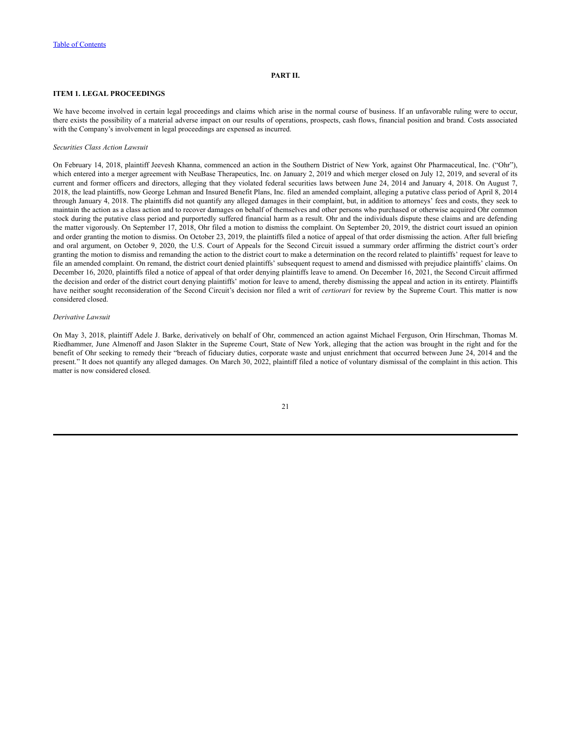[Table of Contents](#)

**PART II.**

**ITEM 1. LEGAL PROCEEDINGS**

We have become involved in certain legal proceedings and claims which arise in the normal course of business. If an unfavorable ruling were to occur, there exists the possibility of a material adverse impact on our results of operations, prospects, cash flows, financial position and brand. Costs associated with the Company's involvement in legal proceedings are expensed as incurred.

*Securities Class Action Lawsuit*

On February 14, 2018, plaintiff Jeevesh Khanna, commenced an action in the Southern District of New York, against Ohr Pharmaceutical, Inc. ("Ohr"), which entered into a merger agreement with NeuBase Therapeutics, Inc. on January 2, 2019 and which merger closed on July 12, 2019, and several of its current and former officers and directors, alleging that they violated federal securities laws between June 24, 2014 and January 4, 2018. On August 7, 2018, the lead plaintiffs, now George Lehman and Insured Benefit Plans, Inc. filed an amended complaint, alleging a putative class period of April 8, 2014 through January 4, 2018. The plaintiffs did not quantify any alleged damages in their complaint, but, in addition to attorneys' fees and costs, they seek to maintain the action as a class action and to recover damages on behalf of themselves and other persons who purchased or otherwise acquired Ohr common stock during the putative class period and purportedly suffered financial harm as a result. Ohr and the individuals dispute these claims and are defending the matter vigorously. On September 17, 2018, Ohr filed a motion to dismiss the complaint. On September 20, 2019, the district court issued an opinion and order granting the motion to dismiss. On October 23, 2019, the plaintiffs filed a notice of appeal of that order dismissing the action. After full briefing and oral argument, on October 9, 2020, the U.S. Court of Appeals for the Second Circuit issued a summary order affirming the district court's order granting the motion to dismiss and remanding the action to the district court to make a determination on the record related to plaintiffs' request for leave to file an amended complaint. On remand, the district court denied plaintiffs' subsequent request to amend and dismissed with prejudice plaintiffs' claims. On December 16, 2020, plaintiffs filed a notice of appeal of that order denying plaintiffs leave to amend. On December 16, 2021, the Second Circuit affirmed the decision and order of the district court denying plaintiffs' motion for leave to amend, thereby dismissing the appeal and action in its entirety. Plaintiffs have neither sought reconsideration of the Second Circuit's decision nor filed a writ of *certiorari* for review by the Supreme Court. This matter is now considered closed.

*Derivative Lawsuit*

On May 3, 2018, plaintiff Adele J. Barke, derivatively on behalf of Ohr, commenced an action against Michael Ferguson, Orin Hirschman, Thomas M. Riedhammer, June Almenoff and Jason Slakter in the Supreme Court, State of New York, alleging that the action was brought in the right and for the benefit of Ohr seeking to remedy their "breach of fiduciary duties, corporate waste and unjust enrichment that occurred between June 24, 2014 and the present." It does not quantify any alleged damages. On March 30, 2022, plaintiff filed a notice of voluntary dismissal of the complaint in this action. This matter is now considered closed.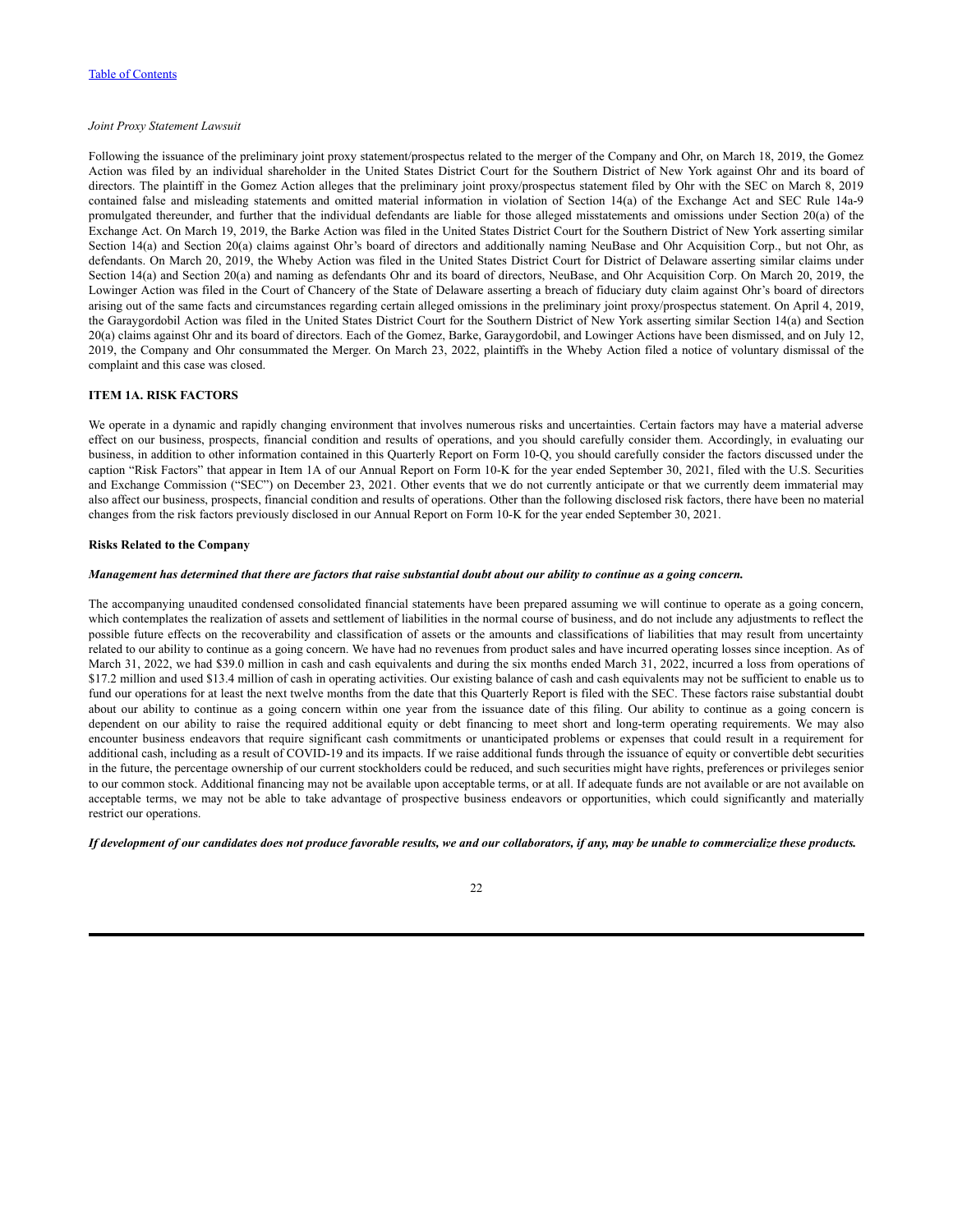*Joint Proxy Statement Lawsuit*

Following the issuance of the preliminary joint proxy statement/prospectus related to the merger of the Company and Ohr, on March 18, 2019, the Gomez Action was filed by an individual shareholder in the United States District Court for the Southern District of New York against Ohr and its board of directors. The plaintiff in the Gomez Action alleges that the preliminary joint proxy/prospectus statement filed by Ohr with the SEC on March 8, 2019 contained false and misleading statements and omitted material information in violation of Section 14(a) of the Exchange Act and SEC Rule 14a-9 promulgated thereunder, and further that the individual defendants are liable for those alleged misstatements and omissions under Section 20(a) of the Exchange Act. On March 19, 2019, the Barke Action was filed in the United States District Court for the Southern District of New York asserting similar Section 14(a) and Section 20(a) claims against Ohr's board of directors and additionally naming NeuBase and Ohr Acquisition Corp., but not Ohr, as defendants. On March 20, 2019, the Wheby Action was filed in the United States District Court for District of Delaware asserting similar claims under Section 14(a) and Section 20(a) and naming as defendants Ohr and its board of directors, NeuBase, and Ohr Acquisition Corp. On March 20, 2019, the Lowinger Action was filed in the Court of Chancery of the State of Delaware asserting a breach of fiduciary duty claim against Ohr's board of directors arising out of the same facts and circumstances regarding certain alleged omissions in the preliminary joint proxy/prospectus statement. On April 4, 2019, the Garaygordobil Action was filed in the United States District Court for the Southern District of New York asserting similar Section 14(a) and Section 20(a) claims against Ohr and its board of directors. Each of the Gomez, Barke, Garaygordobil, and Lowinger Actions have been dismissed, and on July 12, 2019, the Company and Ohr consummated the Merger. On March 23, 2022, plaintiffs in the Wheby Action filed a notice of voluntary dismissal of the complaint and this case was closed.

## ITEM 1A. RISK FACTORS

We operate in a dynamic and rapidly changing environment that involves numerous risks and uncertainties. Certain factors may have a material adverse effect on our business, prospects, financial condition and results of operations, and you should carefully consider them. Accordingly, in evaluating our business, in addition to other information contained in this Quarterly Report on Form 10-Q, you should carefully consider the factors discussed under the caption "Risk Factors" that appear in Item 1A of our Annual Report on Form 10-K for the year ended September 30, 2021, filed with the U.S. Securities and Exchange Commission ("SEC") on December 23, 2021. Other events that we do not currently anticipate or that we currently deem immaterial may also affect our business, prospects, financial condition and results of operations. Other than the following disclosed risk factors, there have been no material changes from the risk factors previously disclosed in our Annual Report on Form 10-K for the year ended September 30, 2021.

### Risks Related to the Company

***Management has determined that there are factors that raise substantial doubt about our ability to continue as a going concern.***

The accompanying unaudited condensed consolidated financial statements have been prepared assuming we will continue to operate as a going concern, which contemplates the realization of assets and settlement of liabilities in the normal course of business, and do not include any adjustments to reflect the possible future effects on the recoverability and classification of assets or the amounts and classifications of liabilities that may result from uncertainty related to our ability to continue as a going concern. We have had no revenues from product sales and have incurred operating losses since inception. As of March 31, 2022, we had $39.0 million in cash and cash equivalents and during the six months ended March 31, 2022, incurred a loss from operations of $17.2 million and used $13.4 million of cash in operating activities. Our existing balance of cash and cash equivalents may not be sufficient to enable us to fund our operations for at least the next twelve months from the date that this Quarterly Report is filed with the SEC. These factors raise substantial doubt about our ability to continue as a going concern within one year from the issuance date of this filing. Our ability to continue as a going concern is dependent on our ability to raise the required additional equity or debt financing to meet short and long-term operating requirements. We may also encounter business endeavors that require significant cash commitments or unanticipated problems or expenses that could result in a requirement for additional cash, including as a result of COVID-19 and its impacts. If we raise additional funds through the issuance of equity or convertible debt securities in the future, the percentage ownership of our current stockholders could be reduced, and such securities might have rights, preferences or privileges senior to our common stock. Additional financing may not be available upon acceptable terms, or at all. If adequate funds are not available or are not available on acceptable terms, we may not be able to take advantage of prospective business endeavors or opportunities, which could significantly and materially restrict our operations.

***If development of our candidates does not produce favorable results, we and our collaborators, if any, may be unable to commercialize these products.***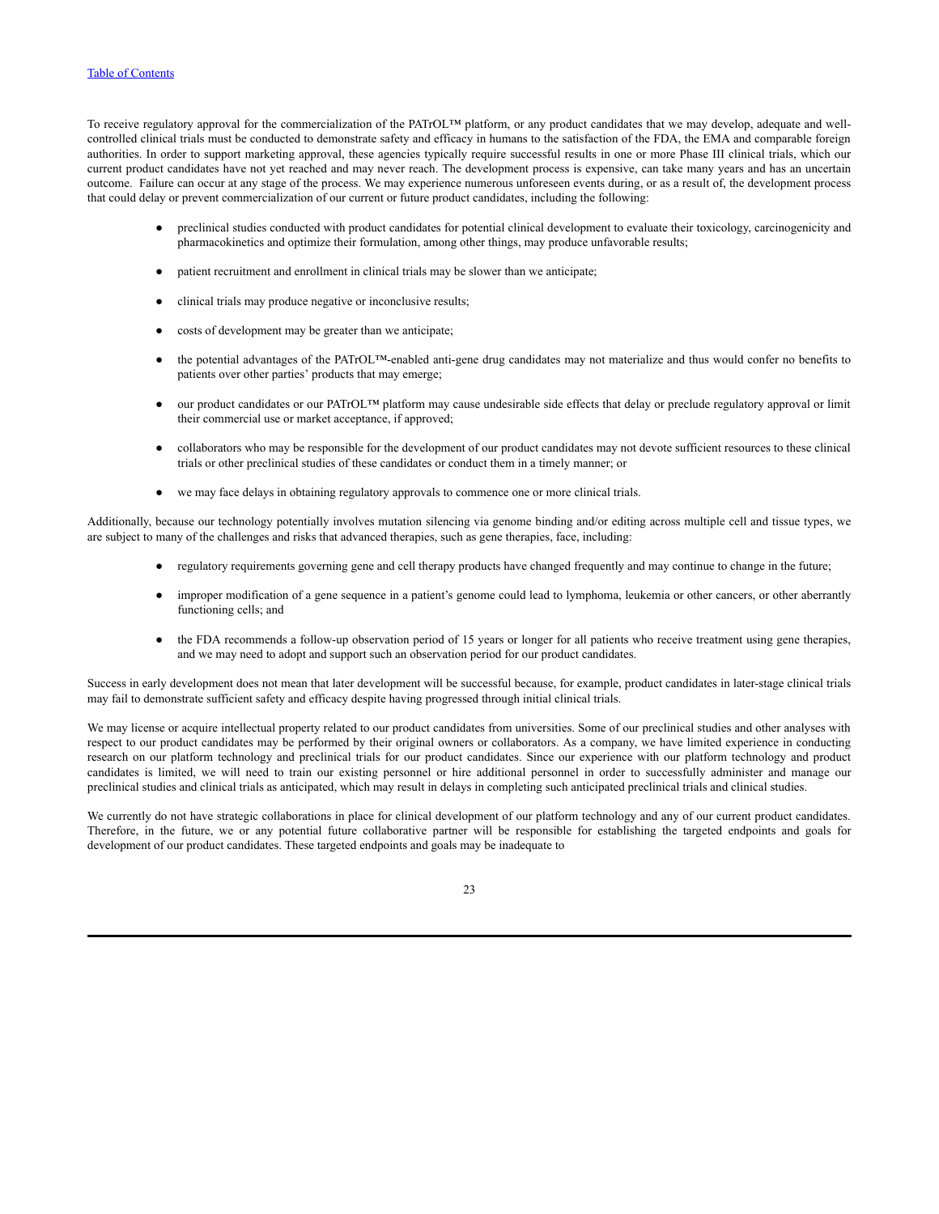To receive regulatory approval for the commercialization of the PATrOL™ platform, or any product candidates that we may develop, adequate and well-controlled clinical trials must be conducted to demonstrate safety and efficacy in humans to the satisfaction of the FDA, the EMA and comparable foreign authorities. In order to support marketing approval, these agencies typically require successful results in one or more Phase III clinical trials, which our current product candidates have not yet reached and may never reach. The development process is expensive, can take many years and has an uncertain outcome. Failure can occur at any stage of the process. We may experience numerous unforeseen events during, or as a result of, the development process that could delay or prevent commercialization of our current or future product candidates, including the following:

- preclinical studies conducted with product candidates for potential clinical development to evaluate their toxicology, carcinogenicity and pharmacokinetics and optimize their formulation, among other things, may produce unfavorable results;
- patient recruitment and enrollment in clinical trials may be slower than we anticipate;
- clinical trials may produce negative or inconclusive results;
- costs of development may be greater than we anticipate;
- the potential advantages of the PATrOL™-enabled anti-gene drug candidates may not materialize and thus would confer no benefits to patients over other parties' products that may emerge;
- our product candidates or our PATrOL™ platform may cause undesirable side effects that delay or preclude regulatory approval or limit their commercial use or market acceptance, if approved;
- collaborators who may be responsible for the development of our product candidates may not devote sufficient resources to these clinical trials or other preclinical studies of these candidates or conduct them in a timely manner; or
- we may face delays in obtaining regulatory approvals to commence one or more clinical trials.

Additionally, because our technology potentially involves mutation silencing via genome binding and/or editing across multiple cell and tissue types, we are subject to many of the challenges and risks that advanced therapies, such as gene therapies, face, including:

- regulatory requirements governing gene and cell therapy products have changed frequently and may continue to change in the future;
- improper modification of a gene sequence in a patient's genome could lead to lymphoma, leukemia or other cancers, or other aberrantly functioning cells; and
- the FDA recommends a follow-up observation period of 15 years or longer for all patients who receive treatment using gene therapies, and we may need to adopt and support such an observation period for our product candidates.

Success in early development does not mean that later development will be successful because, for example, product candidates in later-stage clinical trials may fail to demonstrate sufficient safety and efficacy despite having progressed through initial clinical trials.

We may license or acquire intellectual property related to our product candidates from universities. Some of our preclinical studies and other analyses with respect to our product candidates may be performed by their original owners or collaborators. As a company, we have limited experience in conducting research on our platform technology and preclinical trials for our product candidates. Since our experience with our platform technology and product candidates is limited, we will need to train our existing personnel or hire additional personnel in order to successfully administer and manage our preclinical studies and clinical trials as anticipated, which may result in delays in completing such anticipated preclinical trials and clinical studies.

We currently do not have strategic collaborations in place for clinical development of our platform technology and any of our current product candidates. Therefore, in the future, we or any potential future collaborative partner will be responsible for establishing the targeted endpoints and goals for development of our product candidates. These targeted endpoints and goals may be inadequate to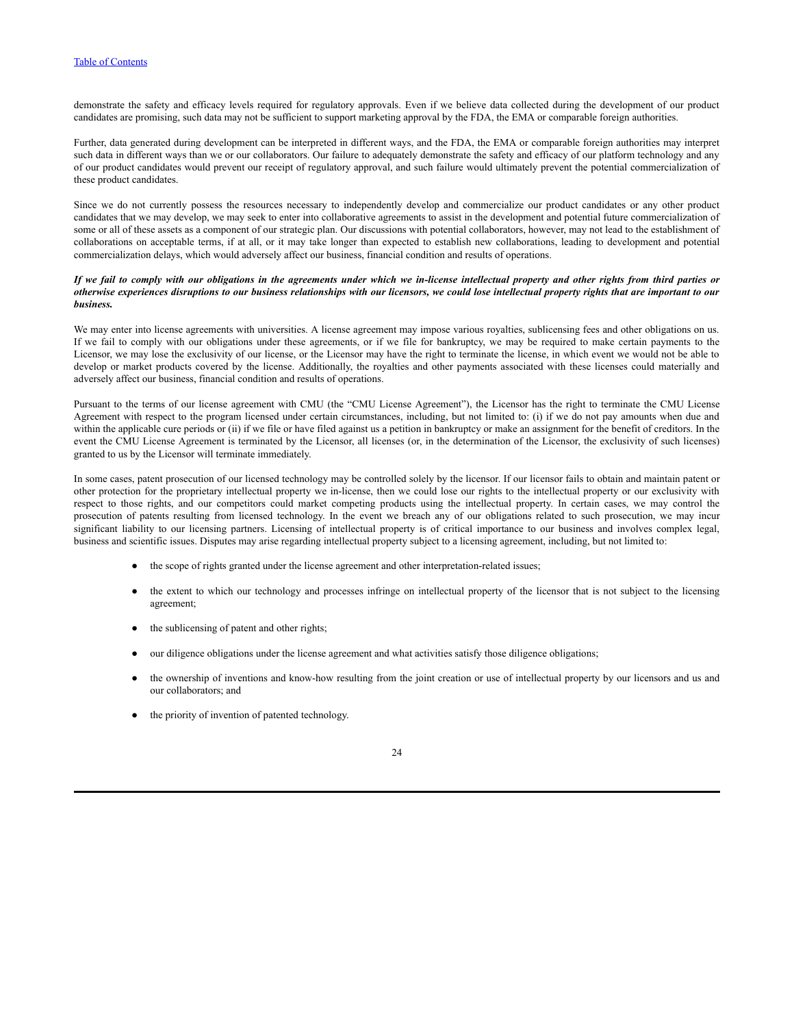demonstrate the safety and efficacy levels required for regulatory approvals. Even if we believe data collected during the development of our product candidates are promising, such data may not be sufficient to support marketing approval by the FDA, the EMA or comparable foreign authorities.

Further, data generated during development can be interpreted in different ways, and the FDA, the EMA or comparable foreign authorities may interpret such data in different ways than we or our collaborators. Our failure to adequately demonstrate the safety and efficacy of our platform technology and any of our product candidates would prevent our receipt of regulatory approval, and such failure would ultimately prevent the potential commercialization of these product candidates.

Since we do not currently possess the resources necessary to independently develop and commercialize our product candidates or any other product candidates that we may develop, we may seek to enter into collaborative agreements to assist in the development and potential future commercialization of some or all of these assets as a component of our strategic plan. Our discussions with potential collaborators, however, may not lead to the establishment of collaborations on acceptable terms, if at all, or it may take longer than expected to establish new collaborations, leading to development and potential commercialization delays, which would adversely affect our business, financial condition and results of operations.

***If we fail to comply with our obligations in the agreements under which we in-license intellectual property and other rights from third parties or otherwise experiences disruptions to our business relationships with our licensors, we could lose intellectual property rights that are important to our business.***

We may enter into license agreements with universities. A license agreement may impose various royalties, sublicensing fees and other obligations on us. If we fail to comply with our obligations under these agreements, or if we file for bankruptcy, we may be required to make certain payments to the Licensor, we may lose the exclusivity of our license, or the Licensor may have the right to terminate the license, in which event we would not be able to develop or market products covered by the license. Additionally, the royalties and other payments associated with these licenses could materially and adversely affect our business, financial condition and results of operations.

Pursuant to the terms of our license agreement with CMU (the "CMU License Agreement"), the Licensor has the right to terminate the CMU License Agreement with respect to the program licensed under certain circumstances, including, but not limited to: (i) if we do not pay amounts when due and within the applicable cure periods or (ii) if we file or have filed against us a petition in bankruptcy or make an assignment for the benefit of creditors. In the event the CMU License Agreement is terminated by the Licensor, all licenses (or, in the determination of the Licensor, the exclusivity of such licenses) granted to us by the Licensor will terminate immediately.

In some cases, patent prosecution of our licensed technology may be controlled solely by the licensor. If our licensor fails to obtain and maintain patent or other protection for the proprietary intellectual property we in-license, then we could lose our rights to the intellectual property or our exclusivity with respect to those rights, and our competitors could market competing products using the intellectual property. In certain cases, we may control the prosecution of patents resulting from licensed technology. In the event we breach any of our obligations related to such prosecution, we may incur significant liability to our licensing partners. Licensing of intellectual property is of critical importance to our business and involves complex legal, business and scientific issues. Disputes may arise regarding intellectual property subject to a licensing agreement, including, but not limited to:

- the scope of rights granted under the license agreement and other interpretation-related issues;
- the extent to which our technology and processes infringe on intellectual property of the licensor that is not subject to the licensing agreement;
- the sublicensing of patent and other rights;
- our diligence obligations under the license agreement and what activities satisfy those diligence obligations;
- the ownership of inventions and know-how resulting from the joint creation or use of intellectual property by our licensors and us and our collaborators; and
- the priority of invention of patented technology.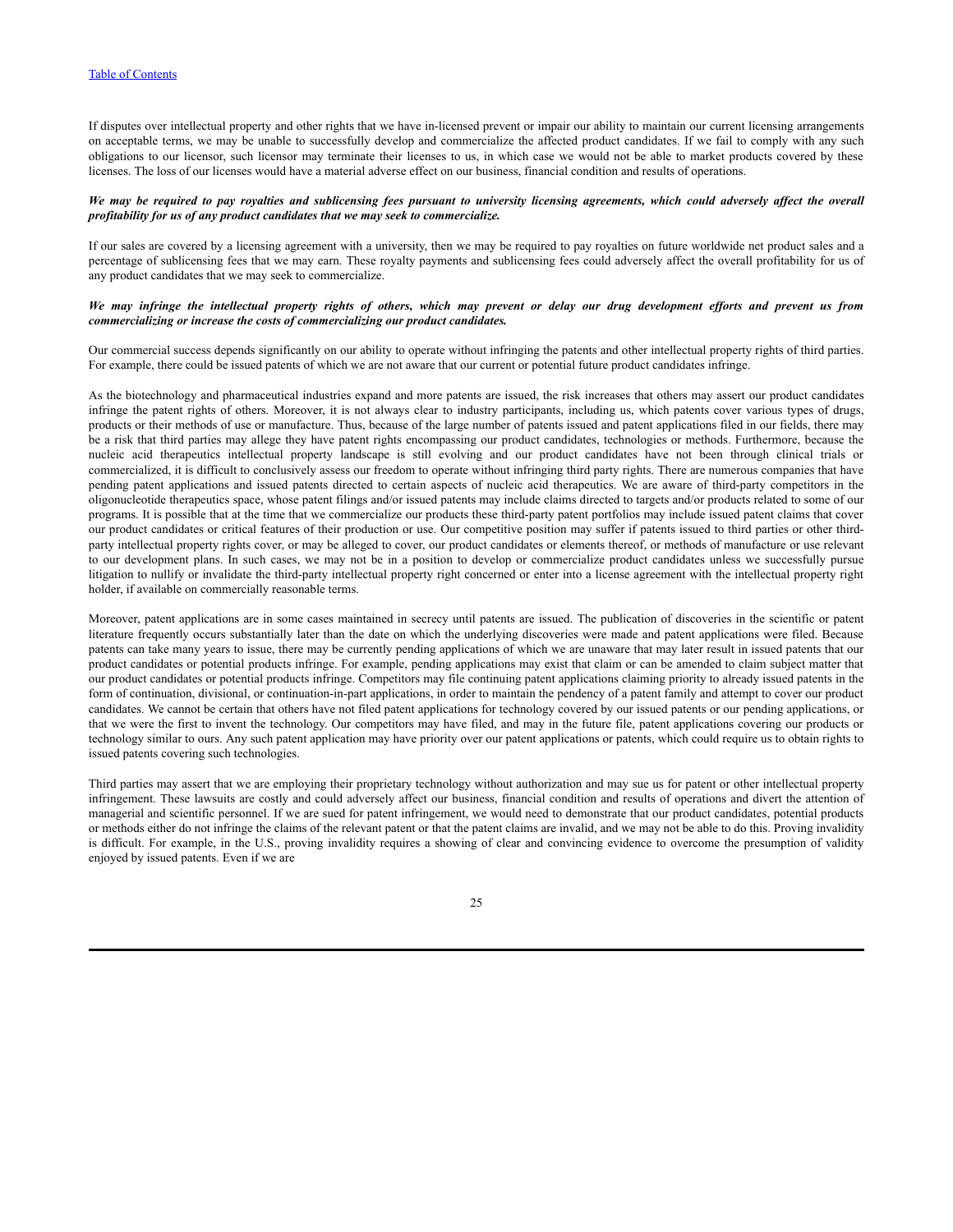If disputes over intellectual property and other rights that we have in-licensed prevent or impair our ability to maintain our current licensing arrangements on acceptable terms, we may be unable to successfully develop and commercialize the affected product candidates. If we fail to comply with any such obligations to our licensor, such licensor may terminate their licenses to us, in which case we would not be able to market products covered by these licenses. The loss of our licenses would have a material adverse effect on our business, financial condition and results of operations.

***We may be required to pay royalties and sublicensing fees pursuant to university licensing agreements, which could adversely affect the overall profitability for us of any product candidates that we may seek to commercialize.***

If our sales are covered by a licensing agreement with a university, then we may be required to pay royalties on future worldwide net product sales and a percentage of sublicensing fees that we may earn. These royalty payments and sublicensing fees could adversely affect the overall profitability for us of any product candidates that we may seek to commercialize.

***We may infringe the intellectual property rights of others, which may prevent or delay our drug development efforts and prevent us from commercializing or increase the costs of commercializing our product candidates.***

Our commercial success depends significantly on our ability to operate without infringing the patents and other intellectual property rights of third parties. For example, there could be issued patents of which we are not aware that our current or potential future product candidates infringe.

As the biotechnology and pharmaceutical industries expand and more patents are issued, the risk increases that others may assert our product candidates infringe the patent rights of others. Moreover, it is not always clear to industry participants, including us, which patents cover various types of drugs, products or their methods of use or manufacture. Thus, because of the large number of patents issued and patent applications filed in our fields, there may be a risk that third parties may allege they have patent rights encompassing our product candidates, technologies or methods. Furthermore, because the nucleic acid therapeutics intellectual property landscape is still evolving and our product candidates have not been through clinical trials or commercialized, it is difficult to conclusively assess our freedom to operate without infringing third party rights. There are numerous companies that have pending patent applications and issued patents directed to certain aspects of nucleic acid therapeutics. We are aware of third-party competitors in the oligonucleotide therapeutics space, whose patent filings and/or issued patents may include claims directed to targets and/or products related to some of our programs. It is possible that at the time that we commercialize our products these third-party patent portfolios may include issued patent claims that cover our product candidates or critical features of their production or use. Our competitive position may suffer if patents issued to third parties or other third-party intellectual property rights cover, or may be alleged to cover, our product candidates or elements thereof, or methods of manufacture or use relevant to our development plans. In such cases, we may not be in a position to develop or commercialize product candidates unless we successfully pursue litigation to nullify or invalidate the third-party intellectual property right concerned or enter into a license agreement with the intellectual property right holder, if available on commercially reasonable terms.

Moreover, patent applications are in some cases maintained in secrecy until patents are issued. The publication of discoveries in the scientific or patent literature frequently occurs substantially later than the date on which the underlying discoveries were made and patent applications were filed. Because patents can take many years to issue, there may be currently pending applications of which we are unaware that may later result in issued patents that our product candidates or potential products infringe. For example, pending applications may exist that claim or can be amended to claim subject matter that our product candidates or potential products infringe. Competitors may file continuing patent applications claiming priority to already issued patents in the form of continuation, divisional, or continuation-in-part applications, in order to maintain the pendency of a patent family and attempt to cover our product candidates. We cannot be certain that others have not filed patent applications for technology covered by our issued patents or our pending applications, or that we were the first to invent the technology. Our competitors may have filed, and may in the future file, patent applications covering our products or technology similar to ours. Any such patent application may have priority over our patent applications or patents, which could require us to obtain rights to issued patents covering such technologies.

Third parties may assert that we are employing their proprietary technology without authorization and may sue us for patent or other intellectual property infringement. These lawsuits are costly and could adversely affect our business, financial condition and results of operations and divert the attention of managerial and scientific personnel. If we are sued for patent infringement, we would need to demonstrate that our product candidates, potential products or methods either do not infringe the claims of the relevant patent or that the patent claims are invalid, and we may not be able to do this. Proving invalidity is difficult. For example, in the U.S., proving invalidity requires a showing of clear and convincing evidence to overcome the presumption of validity enjoyed by issued patents. Even if we are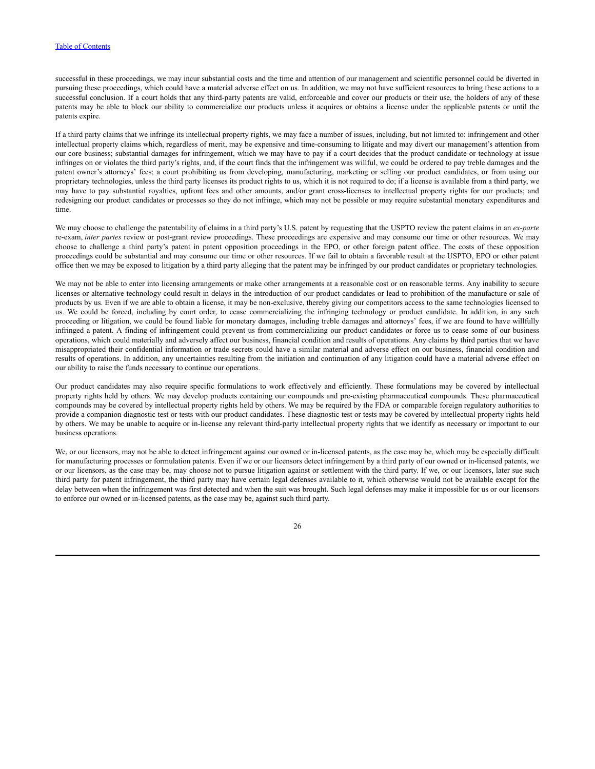successful in these proceedings, we may incur substantial costs and the time and attention of our management and scientific personnel could be diverted in pursuing these proceedings, which could have a material adverse effect on us. In addition, we may not have sufficient resources to bring these actions to a successful conclusion. If a court holds that any third-party patents are valid, enforceable and cover our products or their use, the holders of any of these patents may be able to block our ability to commercialize our products unless it acquires or obtains a license under the applicable patents or until the patents expire.

If a third party claims that we infringe its intellectual property rights, we may face a number of issues, including, but not limited to: infringement and other intellectual property claims which, regardless of merit, may be expensive and time-consuming to litigate and may divert our management's attention from our core business; substantial damages for infringement, which we may have to pay if a court decides that the product candidate or technology at issue infringes on or violates the third party's rights, and, if the court finds that the infringement was willful, we could be ordered to pay treble damages and the patent owner's attorneys' fees; a court prohibiting us from developing, manufacturing, marketing or selling our product candidates, or from using our proprietary technologies, unless the third party licenses its product rights to us, which it is not required to do; if a license is available from a third party, we may have to pay substantial royalties, upfront fees and other amounts, and/or grant cross-licenses to intellectual property rights for our products; and redesigning our product candidates or processes so they do not infringe, which may not be possible or may require substantial monetary expenditures and time.

We may choose to challenge the patentability of claims in a third party's U.S. patent by requesting that the USPTO review the patent claims in an *ex-parte* re-exam, *inter partes* review or post-grant review proceedings. These proceedings are expensive and may consume our time or other resources. We may choose to challenge a third party's patent in patent opposition proceedings in the EPO, or other foreign patent office. The costs of these opposition proceedings could be substantial and may consume our time or other resources. If we fail to obtain a favorable result at the USPTO, EPO or other patent office then we may be exposed to litigation by a third party alleging that the patent may be infringed by our product candidates or proprietary technologies.

We may not be able to enter into licensing arrangements or make other arrangements at a reasonable cost or on reasonable terms. Any inability to secure licenses or alternative technology could result in delays in the introduction of our product candidates or lead to prohibition of the manufacture or sale of products by us. Even if we are able to obtain a license, it may be non-exclusive, thereby giving our competitors access to the same technologies licensed to us. We could be forced, including by court order, to cease commercializing the infringing technology or product candidate. In addition, in any such proceeding or litigation, we could be found liable for monetary damages, including treble damages and attorneys' fees, if we are found to have willfully infringed a patent. A finding of infringement could prevent us from commercializing our product candidates or force us to cease some of our business operations, which could materially and adversely affect our business, financial condition and results of operations. Any claims by third parties that we have misappropriated their confidential information or trade secrets could have a similar material and adverse effect on our business, financial condition and results of operations. In addition, any uncertainties resulting from the initiation and continuation of any litigation could have a material adverse effect on our ability to raise the funds necessary to continue our operations.

Our product candidates may also require specific formulations to work effectively and efficiently. These formulations may be covered by intellectual property rights held by others. We may develop products containing our compounds and pre-existing pharmaceutical compounds. These pharmaceutical compounds may be covered by intellectual property rights held by others. We may be required by the FDA or comparable foreign regulatory authorities to provide a companion diagnostic test or tests with our product candidates. These diagnostic test or tests may be covered by intellectual property rights held by others. We may be unable to acquire or in-license any relevant third-party intellectual property rights that we identify as necessary or important to our business operations.

We, or our licensors, may not be able to detect infringement against our owned or in-licensed patents, as the case may be, which may be especially difficult for manufacturing processes or formulation patents. Even if we or our licensors detect infringement by a third party of our owned or in-licensed patents, we or our licensors, as the case may be, may choose not to pursue litigation against or settlement with the third party. If we, or our licensors, later sue such third party for patent infringement, the third party may have certain legal defenses available to it, which otherwise would not be available except for the delay between when the infringement was first detected and when the suit was brought. Such legal defenses may make it impossible for us or our licensors to enforce our owned or in-licensed patents, as the case may be, against such third party.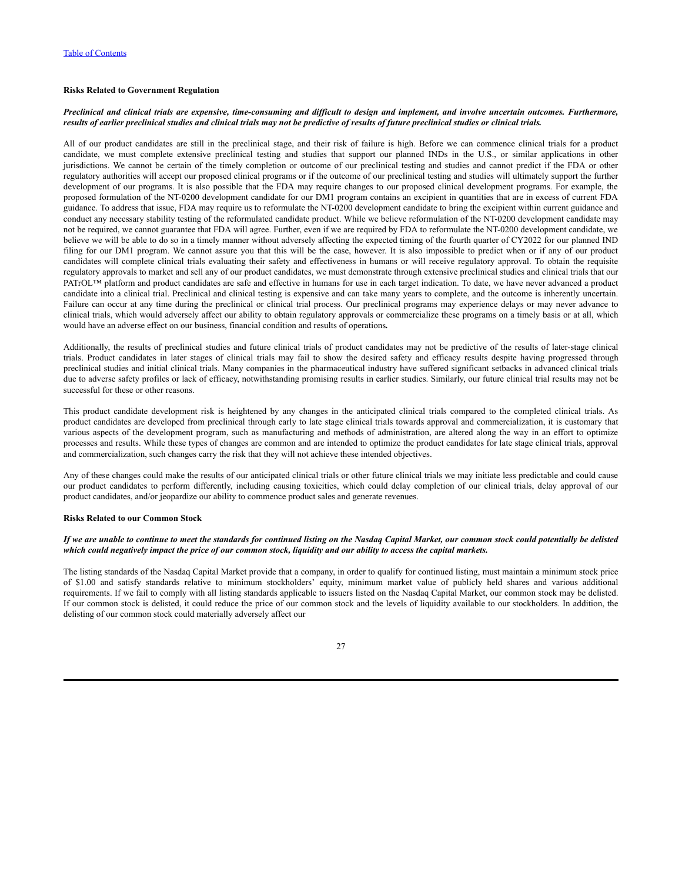[Table of Contents](#)

**Risks Related to Government Regulation**

***Preclinical and clinical trials are expensive, time-consuming and difficult to design and implement, and involve uncertain outcomes. Furthermore, results of earlier preclinical studies and clinical trials may not be predictive of results of future preclinical studies or clinical trials.***

All of our product candidates are still in the preclinical stage, and their risk of failure is high. Before we can commence clinical trials for a product candidate, we must complete extensive preclinical testing and studies that support our planned INDs in the U.S., or similar applications in other jurisdictions. We cannot be certain of the timely completion or outcome of our preclinical testing and studies and cannot predict if the FDA or other regulatory authorities will accept our proposed clinical programs or if the outcome of our preclinical testing and studies will ultimately support the further development of our programs. It is also possible that the FDA may require changes to our proposed clinical development programs. For example, the proposed formulation of the NT-0200 development candidate for our DM1 program contains an excipient in quantities that are in excess of current FDA guidance. To address that issue, FDA may require us to reformulate the NT-0200 development candidate to bring the excipient within current guidance and conduct any necessary stability testing of the reformulated candidate product. While we believe reformulation of the NT-0200 development candidate may not be required, we cannot guarantee that FDA will agree. Further, even if we are required by FDA to reformulate the NT-0200 development candidate, we believe we will be able to do so in a timely manner without adversely affecting the expected timing of the fourth quarter of CY2022 for our planned IND filing for our DM1 program. We cannot assure you that this will be the case, however. It is also impossible to predict when or if any of our product candidates will complete clinical trials evaluating their safety and effectiveness in humans or will receive regulatory approval. To obtain the requisite regulatory approvals to market and sell any of our product candidates, we must demonstrate through extensive preclinical studies and clinical trials that our PATrOL™ platform and product candidates are safe and effective in humans for use in each target indication. To date, we have never advanced a product candidate into a clinical trial. Preclinical and clinical testing is expensive and can take many years to complete, and the outcome is inherently uncertain. Failure can occur at any time during the preclinical or clinical trial process. Our preclinical programs may experience delays or may never advance to clinical trials, which would adversely affect our ability to obtain regulatory approvals or commercialize these programs on a timely basis or at all, which would have an adverse effect on our business, financial condition and results of operations**.**

Additionally, the results of preclinical studies and future clinical trials of product candidates may not be predictive of the results of later-stage clinical trials. Product candidates in later stages of clinical trials may fail to show the desired safety and efficacy results despite having progressed through preclinical studies and initial clinical trials. Many companies in the pharmaceutical industry have suffered significant setbacks in advanced clinical trials due to adverse safety profiles or lack of efficacy, notwithstanding promising results in earlier studies. Similarly, our future clinical trial results may not be successful for these or other reasons.

This product candidate development risk is heightened by any changes in the anticipated clinical trials compared to the completed clinical trials. As product candidates are developed from preclinical through early to late stage clinical trials towards approval and commercialization, it is customary that various aspects of the development program, such as manufacturing and methods of administration, are altered along the way in an effort to optimize processes and results. While these types of changes are common and are intended to optimize the product candidates for late stage clinical trials, approval and commercialization, such changes carry the risk that they will not achieve these intended objectives.

Any of these changes could make the results of our anticipated clinical trials or other future clinical trials we may initiate less predictable and could cause our product candidates to perform differently, including causing toxicities, which could delay completion of our clinical trials, delay approval of our product candidates, and/or jeopardize our ability to commence product sales and generate revenues.

**Risks Related to our Common Stock**

***If we are unable to continue to meet the standards for continued listing on the Nasdaq Capital Market, our common stock could potentially be delisted which could negatively impact the price of our common stock, liquidity and our ability to access the capital markets.***

The listing standards of the Nasdaq Capital Market provide that a company, in order to qualify for continued listing, must maintain a minimum stock price of $1.00 and satisfy standards relative to minimum stockholders' equity, minimum market value of publicly held shares and various additional requirements. If we fail to comply with all listing standards applicable to issuers listed on the Nasdaq Capital Market, our common stock may be delisted. If our common stock is delisted, it could reduce the price of our common stock and the levels of liquidity available to our stockholders. In addition, the delisting of our common stock could materially adversely affect our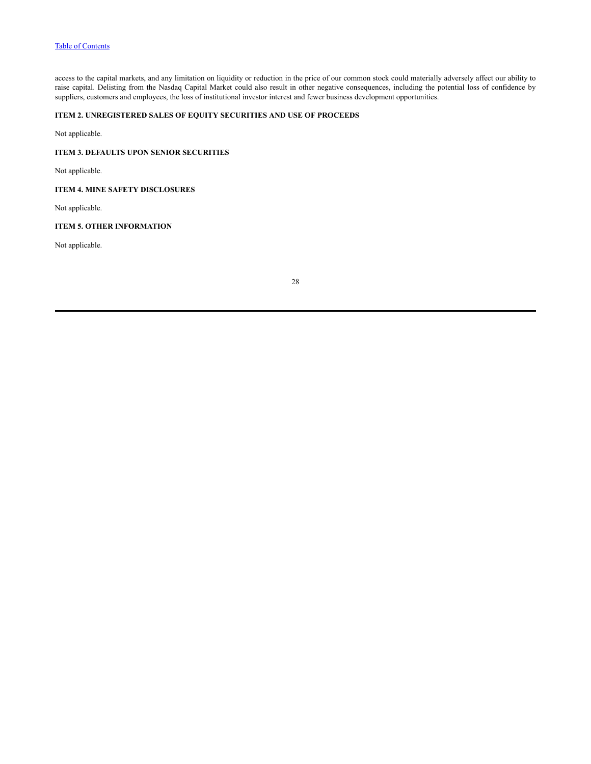access to the capital markets, and any limitation on liquidity or reduction in the price of our common stock could materially adversely affect our ability to raise capital. Delisting from the Nasdaq Capital Market could also result in other negative consequences, including the potential loss of confidence by suppliers, customers and employees, the loss of institutional investor interest and fewer business development opportunities.

### ITEM 2. UNREGISTERED SALES OF EQUITY SECURITIES AND USE OF PROCEEDS

Not applicable.

### ITEM 3. DEFAULTS UPON SENIOR SECURITIES

Not applicable.

### ITEM 4. MINE SAFETY DISCLOSURES

Not applicable.

### ITEM 5. OTHER INFORMATION

Not applicable.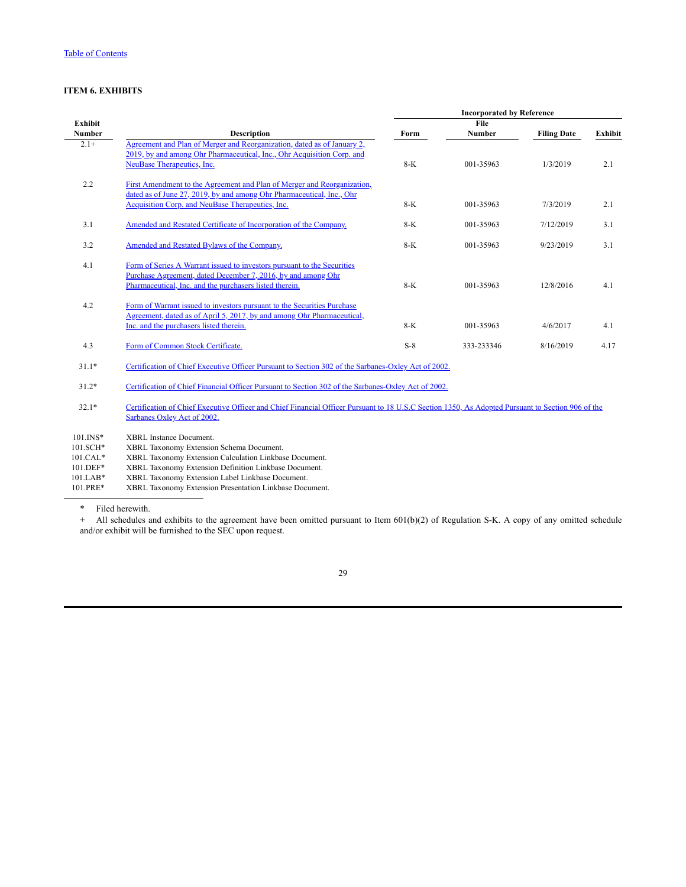[Table of Contents](#)

### ITEM 6. EXHIBITS

| Exhibit Number | Description | Incorporated by Reference | | | |
|---|---|---|---|---|---|
| | | Form | File Number | Filing Date | Exhibit |
| 2.1+ | Agreement and Plan of Merger and Reorganization, dated as of January 2, 2019, by and among Ohr Pharmaceutical, Inc., Ohr Acquisition Corp. and NeuBase Therapeutics, Inc. | 8-K | 001-35963 | 1/3/2019 | 2.1 |
| 2.2 | First Amendment to the Agreement and Plan of Merger and Reorganization, dated as of June 27, 2019, by and among Ohr Pharmaceutical, Inc., Ohr Acquisition Corp. and NeuBase Therapeutics, Inc. | 8-K | 001-35963 | 7/3/2019 | 2.1 |
| 3.1 | Amended and Restated Certificate of Incorporation of the Company. | 8-K | 001-35963 | 7/12/2019 | 3.1 |
| 3.2 | Amended and Restated Bylaws of the Company. | 8-K | 001-35963 | 9/23/2019 | 3.1 |
| 4.1 | Form of Series A Warrant issued to investors pursuant to the Securities Purchase Agreement, dated December 7, 2016, by and among Ohr Pharmaceutical, Inc. and the purchasers listed therein. | 8-K | 001-35963 | 12/8/2016 | 4.1 |
| 4.2 | Form of Warrant issued to investors pursuant to the Securities Purchase Agreement, dated as of April 5, 2017, by and among Ohr Pharmaceutical, Inc. and the purchasers listed therein. | 8-K | 001-35963 | 4/6/2017 | 4.1 |
| 4.3 | Form of Common Stock Certificate. | S-8 | 333-233346 | 8/16/2019 | 4.17 |
| 31.1* | Certification of Chief Executive Officer Pursuant to Section 302 of the Sarbanes-Oxley Act of 2002. | | | | |
| 31.2* | Certification of Chief Financial Officer Pursuant to Section 302 of the Sarbanes-Oxley Act of 2002. | | | | |
| 32.1* | Certification of Chief Executive Officer and Chief Financial Officer Pursuant to 18 U.S.C Section 1350, As Adopted Pursuant to Section 906 of the Sarbanes Oxley Act of 2002. | | | | |
| 101.INS* | XBRL Instance Document. | | | | |
| 101.SCH* | XBRL Taxonomy Extension Schema Document. | | | | |
| 101.CAL* | XBRL Taxonomy Extension Calculation Linkbase Document. | | | | |
| 101.DEF* | XBRL Taxonomy Extension Definition Linkbase Document. | | | | |
| 101.LAB* | XBRL Taxonomy Extension Label Linkbase Document. | | | | |
| 101.PRE* | XBRL Taxonomy Extension Presentation Linkbase Document. | | | | |

\* Filed herewith.

\+ All schedules and exhibits to the agreement have been omitted pursuant to Item 601(b)(2) of Regulation S-K. A copy of any omitted schedule and/or exhibit will be furnished to the SEC upon request.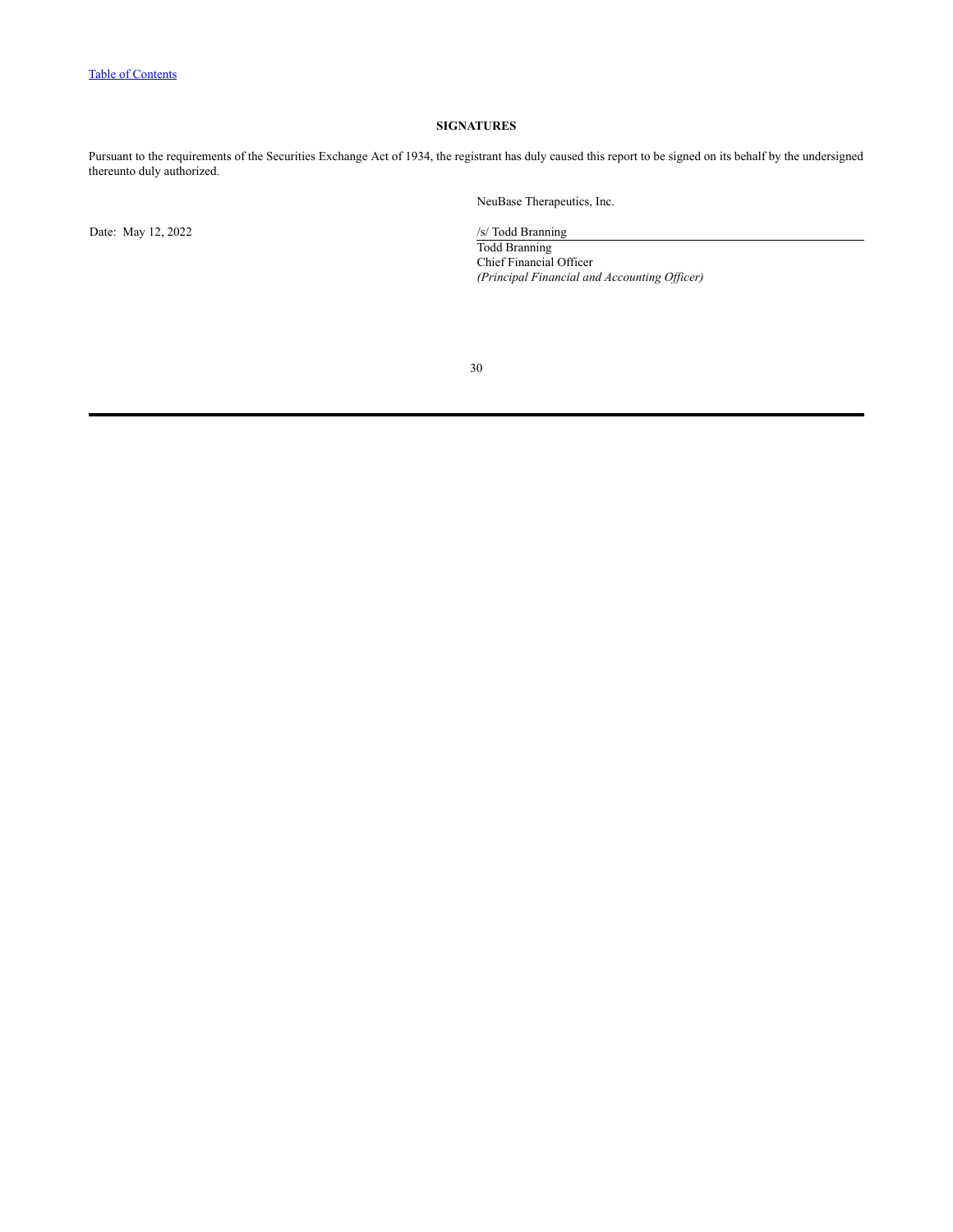[Table of Contents]

**SIGNATURES**

Pursuant to the requirements of the Securities Exchange Act of 1934, the registrant has duly caused this report to be signed on its behalf by the undersigned thereunto duly authorized.

NeuBase Therapeutics, Inc.

Date: May 12, 2022

/s/ Todd Branning
Todd Branning
Chief Financial Officer
*(Principal Financial and Accounting Officer)*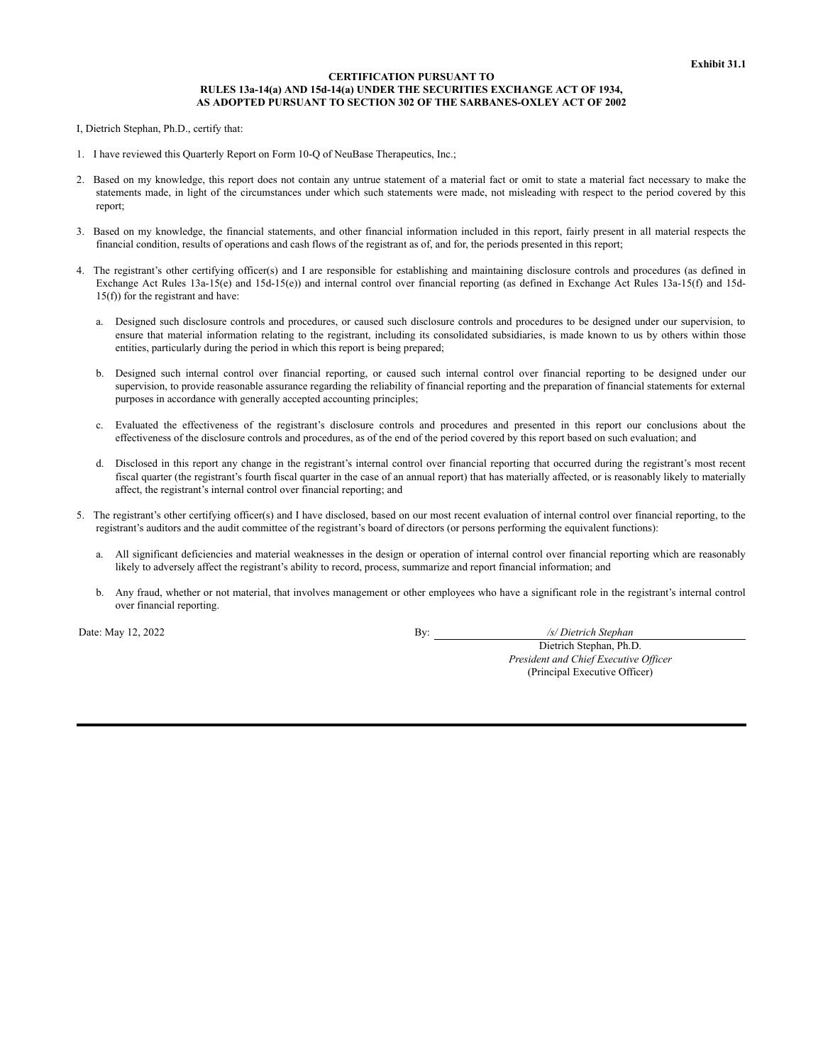**Exhibit 31.1**

**CERTIFICATION PURSUANT TO RULES 13a-14(a) AND 15d-14(a) UNDER THE SECURITIES EXCHANGE ACT OF 1934, AS ADOPTED PURSUANT TO SECTION 302 OF THE SARBANES-OXLEY ACT OF 2002**

I, Dietrich Stephan, Ph.D., certify that:

1. I have reviewed this Quarterly Report on Form 10-Q of NeuBase Therapeutics, Inc.;

2. Based on my knowledge, this report does not contain any untrue statement of a material fact or omit to state a material fact necessary to make the statements made, in light of the circumstances under which such statements were made, not misleading with respect to the period covered by this report;

3. Based on my knowledge, the financial statements, and other financial information included in this report, fairly present in all material respects the financial condition, results of operations and cash flows of the registrant as of, and for, the periods presented in this report;

4. The registrant's other certifying officer(s) and I are responsible for establishing and maintaining disclosure controls and procedures (as defined in Exchange Act Rules 13a-15(e) and 15d-15(e)) and internal control over financial reporting (as defined in Exchange Act Rules 13a-15(f) and 15d-15(f)) for the registrant and have:

   a. Designed such disclosure controls and procedures, or caused such disclosure controls and procedures to be designed under our supervision, to ensure that material information relating to the registrant, including its consolidated subsidiaries, is made known to us by others within those entities, particularly during the period in which this report is being prepared;

   b. Designed such internal control over financial reporting, or caused such internal control over financial reporting to be designed under our supervision, to provide reasonable assurance regarding the reliability of financial reporting and the preparation of financial statements for external purposes in accordance with generally accepted accounting principles;

   c. Evaluated the effectiveness of the registrant's disclosure controls and procedures and presented in this report our conclusions about the effectiveness of the disclosure controls and procedures, as of the end of the period covered by this report based on such evaluation; and

   d. Disclosed in this report any change in the registrant's internal control over financial reporting that occurred during the registrant's most recent fiscal quarter (the registrant's fourth fiscal quarter in the case of an annual report) that has materially affected, or is reasonably likely to materially affect, the registrant's internal control over financial reporting; and

5. The registrant's other certifying officer(s) and I have disclosed, based on our most recent evaluation of internal control over financial reporting, to the registrant's auditors and the audit committee of the registrant's board of directors (or persons performing the equivalent functions):

   a. All significant deficiencies and material weaknesses in the design or operation of internal control over financial reporting which are reasonably likely to adversely affect the registrant's ability to record, process, summarize and report financial information; and

   b. Any fraud, whether or not material, that involves management or other employees who have a significant role in the registrant's internal control over financial reporting.

Date: May 12, 2022

By: */s/ Dietrich Stephan*
Dietrich Stephan, Ph.D.
*President and Chief Executive Officer*
(Principal Executive Officer)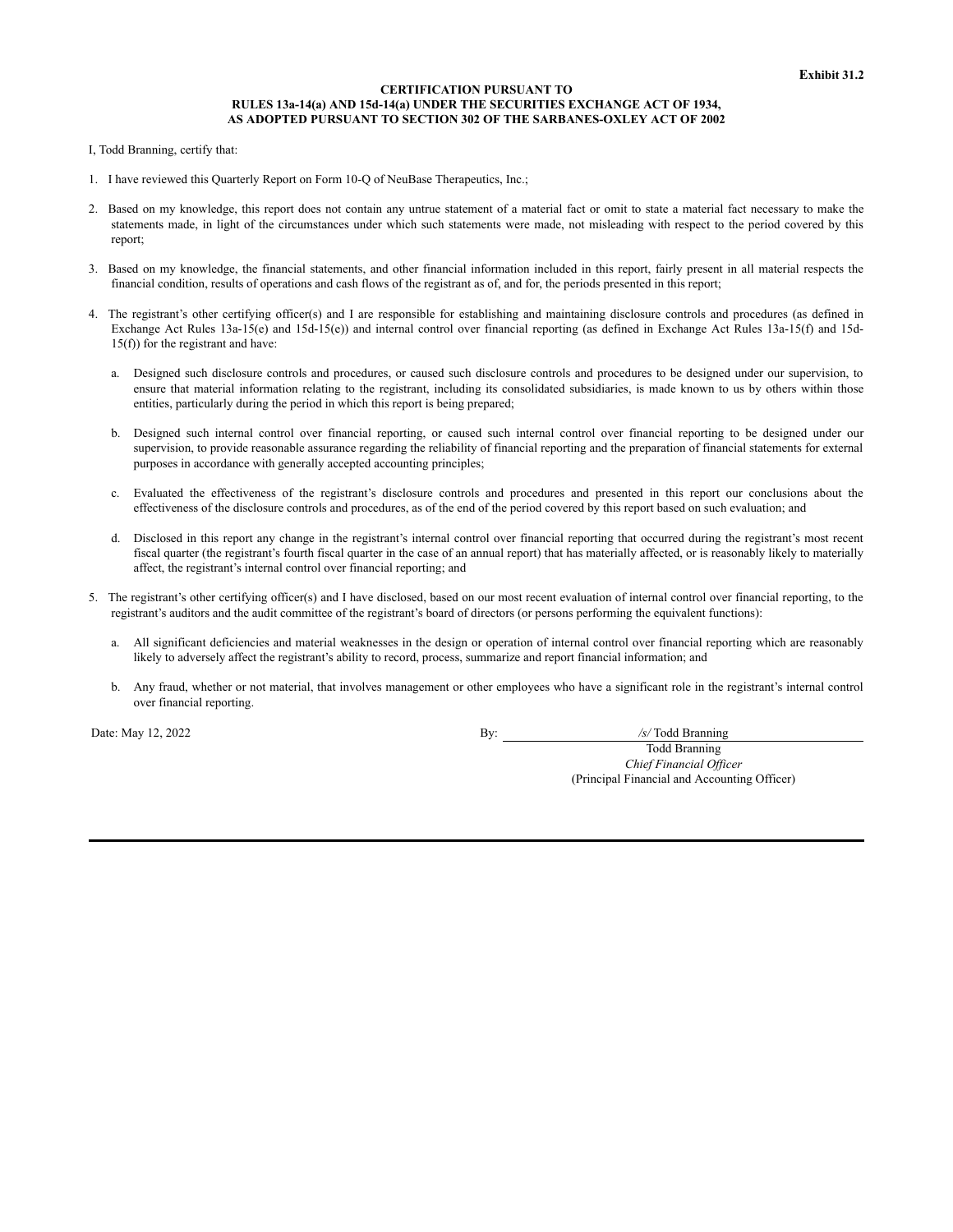**Exhibit 31.2**

**CERTIFICATION PURSUANT TO**
**RULES 13a-14(a) AND 15d-14(a) UNDER THE SECURITIES EXCHANGE ACT OF 1934,**
**AS ADOPTED PURSUANT TO SECTION 302 OF THE SARBANES-OXLEY ACT OF 2002**

I, Todd Branning, certify that:

1. I have reviewed this Quarterly Report on Form 10-Q of NeuBase Therapeutics, Inc.;

2. Based on my knowledge, this report does not contain any untrue statement of a material fact or omit to state a material fact necessary to make the statements made, in light of the circumstances under which such statements were made, not misleading with respect to the period covered by this report;

3. Based on my knowledge, the financial statements, and other financial information included in this report, fairly present in all material respects the financial condition, results of operations and cash flows of the registrant as of, and for, the periods presented in this report;

4. The registrant's other certifying officer(s) and I are responsible for establishing and maintaining disclosure controls and procedures (as defined in Exchange Act Rules 13a-15(e) and 15d-15(e)) and internal control over financial reporting (as defined in Exchange Act Rules 13a-15(f) and 15d-15(f)) for the registrant and have:

   a. Designed such disclosure controls and procedures, or caused such disclosure controls and procedures to be designed under our supervision, to ensure that material information relating to the registrant, including its consolidated subsidiaries, is made known to us by others within those entities, particularly during the period in which this report is being prepared;

   b. Designed such internal control over financial reporting, or caused such internal control over financial reporting to be designed under our supervision, to provide reasonable assurance regarding the reliability of financial reporting and the preparation of financial statements for external purposes in accordance with generally accepted accounting principles;

   c. Evaluated the effectiveness of the registrant's disclosure controls and procedures and presented in this report our conclusions about the effectiveness of the disclosure controls and procedures, as of the end of the period covered by this report based on such evaluation; and

   d. Disclosed in this report any change in the registrant's internal control over financial reporting that occurred during the registrant's most recent fiscal quarter (the registrant's fourth fiscal quarter in the case of an annual report) that has materially affected, or is reasonably likely to materially affect, the registrant's internal control over financial reporting; and

5. The registrant's other certifying officer(s) and I have disclosed, based on our most recent evaluation of internal control over financial reporting, to the registrant's auditors and the audit committee of the registrant's board of directors (or persons performing the equivalent functions):

   a. All significant deficiencies and material weaknesses in the design or operation of internal control over financial reporting which are reasonably likely to adversely affect the registrant's ability to record, process, summarize and report financial information; and

   b. Any fraud, whether or not material, that involves management or other employees who have a significant role in the registrant's internal control over financial reporting.

Date: May 12, 2022

By: */s/* Todd Branning
Todd Branning
*Chief Financial Officer*
(Principal Financial and Accounting Officer)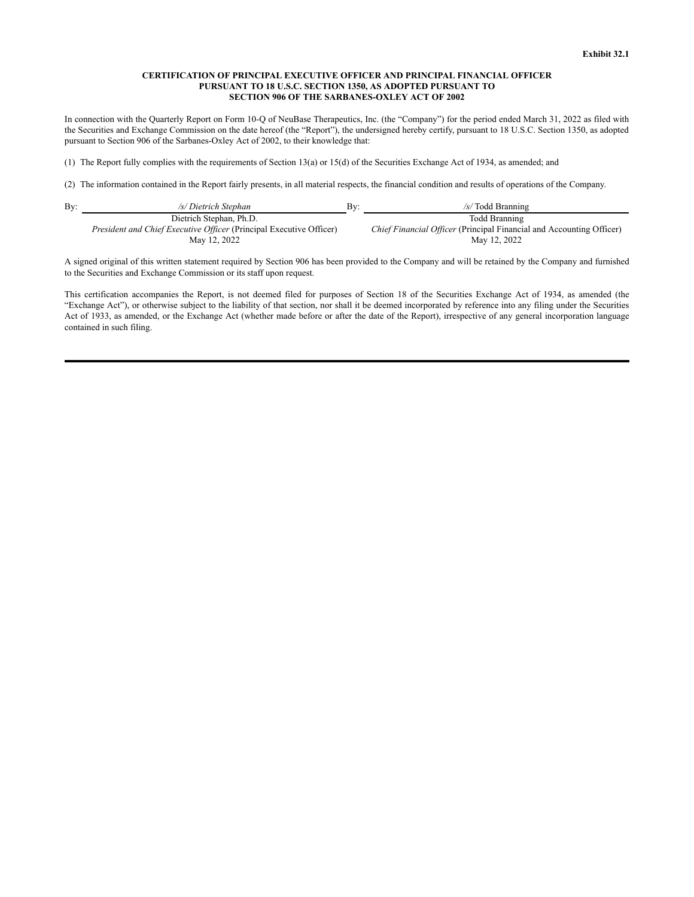**Exhibit 32.1**

**CERTIFICATION OF PRINCIPAL EXECUTIVE OFFICER AND PRINCIPAL FINANCIAL OFFICER PURSUANT TO 18 U.S.C. SECTION 1350, AS ADOPTED PURSUANT TO SECTION 906 OF THE SARBANES-OXLEY ACT OF 2002**

In connection with the Quarterly Report on Form 10-Q of NeuBase Therapeutics, Inc. (the "Company") for the period ended March 31, 2022 as filed with the Securities and Exchange Commission on the date hereof (the "Report"), the undersigned hereby certify, pursuant to 18 U.S.C. Section 1350, as adopted pursuant to Section 906 of the Sarbanes-Oxley Act of 2002, to their knowledge that:

(1) The Report fully complies with the requirements of Section 13(a) or 15(d) of the Securities Exchange Act of 1934, as amended; and

(2) The information contained in the Report fairly presents, in all material respects, the financial condition and results of operations of the Company.

| | | | |
|---|---|---|---|
| By: | */s/ Dietrich Stephan* | By: | */s/* Todd Branning |
| | Dietrich Stephan, Ph.D. | | Todd Branning |
| | *President and Chief Executive Officer* (Principal Executive Officer) | | *Chief Financial Officer* (Principal Financial and Accounting Officer) |
| | May 12, 2022 | | May 12, 2022 |

A signed original of this written statement required by Section 906 has been provided to the Company and will be retained by the Company and furnished to the Securities and Exchange Commission or its staff upon request.

This certification accompanies the Report, is not deemed filed for purposes of Section 18 of the Securities Exchange Act of 1934, as amended (the "Exchange Act"), or otherwise subject to the liability of that section, nor shall it be deemed incorporated by reference into any filing under the Securities Act of 1933, as amended, or the Exchange Act (whether made before or after the date of the Report), irrespective of any general incorporation language contained in such filing.